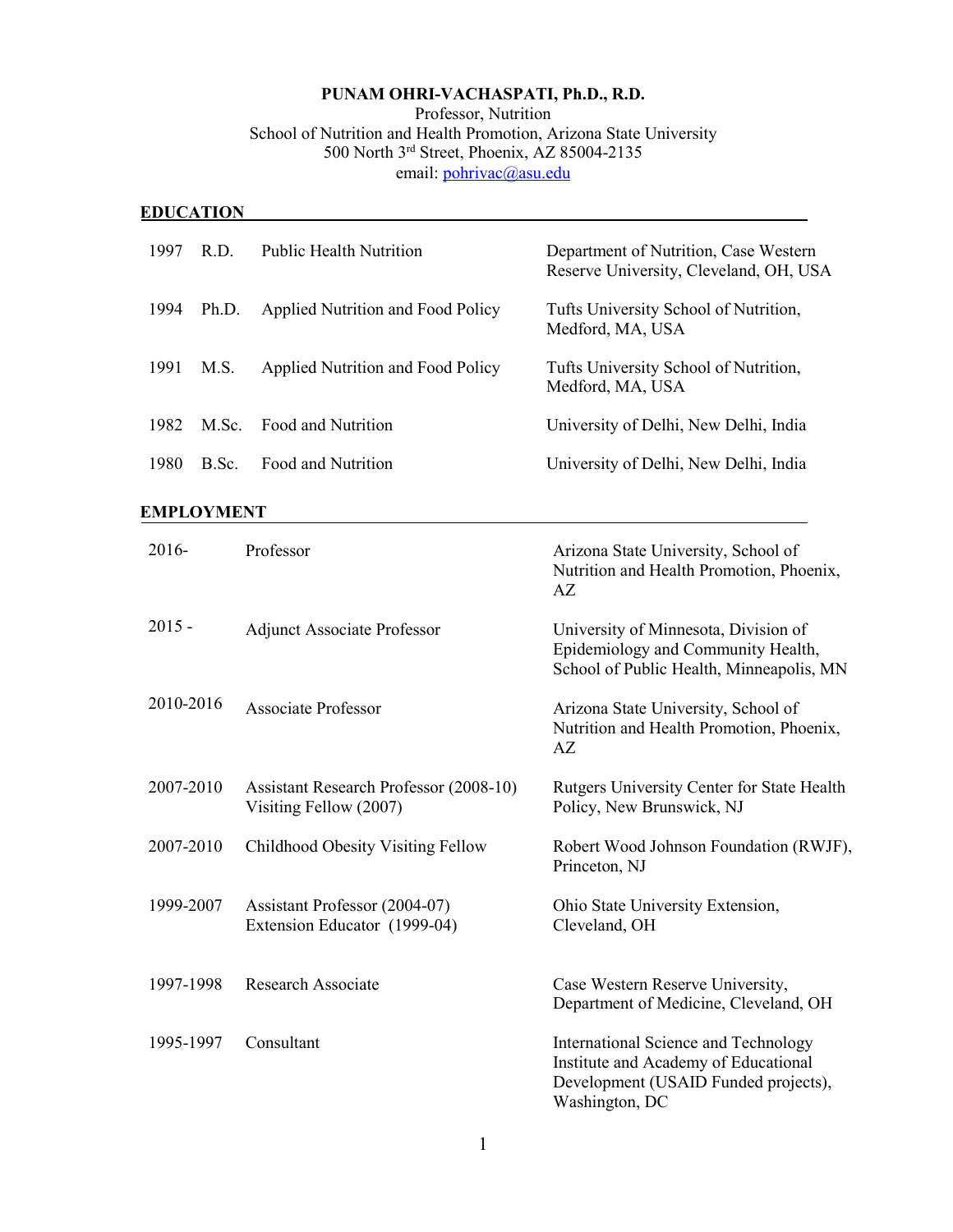# PUNAM OHRI-VACHASPATI, Ph.D., R.D.

Professor, Nutrition
School of Nutrition and Health Promotion, Arizona State University
500 North 3rd Street, Phoenix, AZ 85004-2135
email: pohrivac@asu.edu

## EDUCATION

| | | | |
|---|---|---|---|
| 1997 | R.D. | Public Health Nutrition | Department of Nutrition, Case Western Reserve University, Cleveland, OH, USA |
| 1994 | Ph.D. | Applied Nutrition and Food Policy | Tufts University School of Nutrition, Medford, MA, USA |
| 1991 | M.S. | Applied Nutrition and Food Policy | Tufts University School of Nutrition, Medford, MA, USA |
| 1982 | M.Sc. | Food and Nutrition | University of Delhi, New Delhi, India |
| 1980 | B.Sc. | Food and Nutrition | University of Delhi, New Delhi, India |

## EMPLOYMENT

| | | |
|---|---|---|
| 2016- | Professor | Arizona State University, School of Nutrition and Health Promotion, Phoenix, AZ |
| 2015 - | Adjunct Associate Professor | University of Minnesota, Division of Epidemiology and Community Health, School of Public Health, Minneapolis, MN |
| 2010-2016 | Associate Professor | Arizona State University, School of Nutrition and Health Promotion, Phoenix, AZ |
| 2007-2010 | Assistant Research Professor (2008-10)<br>Visiting Fellow (2007) | Rutgers University Center for State Health Policy, New Brunswick, NJ |
| 2007-2010 | Childhood Obesity Visiting Fellow | Robert Wood Johnson Foundation (RWJF), Princeton, NJ |
| 1999-2007 | Assistant Professor (2004-07)<br>Extension Educator (1999-04) | Ohio State University Extension, Cleveland, OH |
| 1997-1998 | Research Associate | Case Western Reserve University, Department of Medicine, Cleveland, OH |
| 1995-1997 | Consultant | International Science and Technology Institute and Academy of Educational Development (USAID Funded projects), Washington, DC |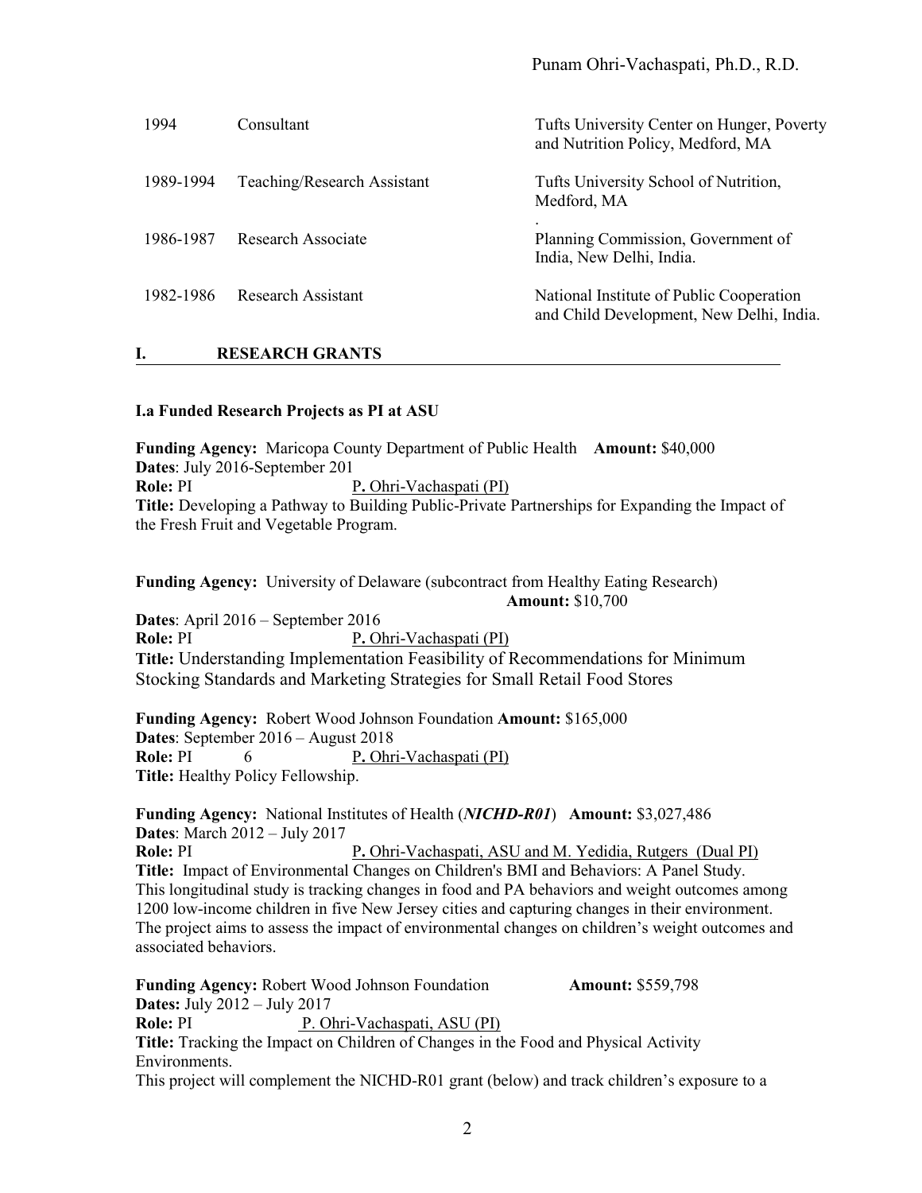| | | |
|---|---|---|
| 1994 | Consultant | Tufts University Center on Hunger, Poverty and Nutrition Policy, Medford, MA |
| 1989-1994 | Teaching/Research Assistant | Tufts University School of Nutrition, Medford, MA |
| 1986-1987 | Research Associate | Planning Commission, Government of India, New Delhi, India. |
| 1982-1986 | Research Assistant | National Institute of Public Cooperation and Child Development, New Delhi, India. |

## I. RESEARCH GRANTS

### I.a Funded Research Projects as PI at ASU

**Funding Agency:** Maricopa County Department of Public Health **Amount:** $40,000
**Dates**: July 2016-September 201
**Role:** PI <u>P. Ohri-Vachaspati (PI)</u>
**Title:** Developing a Pathway to Building Public-Private Partnerships for Expanding the Impact of the Fresh Fruit and Vegetable Program.

**Funding Agency:** University of Delaware (subcontract from Healthy Eating Research) **Amount:** $10,700
**Dates**: April 2016 – September 2016
**Role:** PI <u>P. Ohri-Vachaspati (PI)</u>
**Title:** Understanding Implementation Feasibility of Recommendations for Minimum Stocking Standards and Marketing Strategies for Small Retail Food Stores

**Funding Agency:** Robert Wood Johnson Foundation **Amount:** $165,000
**Dates**: September 2016 – August 2018
**Role:** PI 6 <u>P. Ohri-Vachaspati (PI)</u>
**Title:** Healthy Policy Fellowship.

**Funding Agency:** National Institutes of Health (***NICHD-R01***) **Amount:** $3,027,486
**Dates**: March 2012 – July 2017
**Role:** PI <u>P. Ohri-Vachaspati, ASU and M. Yedidia, Rutgers (Dual PI)</u>
**Title:** Impact of Environmental Changes on Children's BMI and Behaviors: A Panel Study.
This longitudinal study is tracking changes in food and PA behaviors and weight outcomes among 1200 low-income children in five New Jersey cities and capturing changes in their environment. The project aims to assess the impact of environmental changes on children's weight outcomes and associated behaviors.

**Funding Agency:** Robert Wood Johnson Foundation **Amount:** $559,798
**Dates:** July 2012 – July 2017
**Role:** PI <u>P. Ohri-Vachaspati, ASU (PI)</u>
**Title:** Tracking the Impact on Children of Changes in the Food and Physical Activity Environments.
This project will complement the NICHD-R01 grant (below) and track children's exposure to a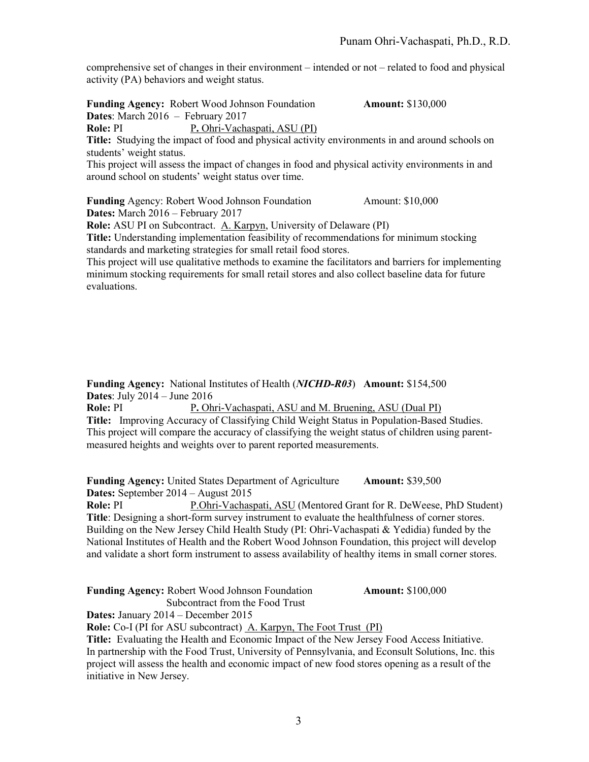comprehensive set of changes in their environment – intended or not – related to food and physical activity (PA) behaviors and weight status.

**Funding Agency:** Robert Wood Johnson Foundation **Amount:** $130,000
**Dates**: March 2016 – February 2017
**Role:** PI P**.** Ohri-Vachaspati, ASU (PI)
**Title:** Studying the impact of food and physical activity environments in and around schools on students' weight status.
This project will assess the impact of changes in food and physical activity environments in and around school on students' weight status over time.

**Funding** Agency: Robert Wood Johnson Foundation Amount: $10,000
**Dates:** March 2016 – February 2017
**Role:** ASU PI on Subcontract. A. Karpyn, University of Delaware (PI)
**Title:** Understanding implementation feasibility of recommendations for minimum stocking standards and marketing strategies for small retail food stores.
This project will use qualitative methods to examine the facilitators and barriers for implementing minimum stocking requirements for small retail stores and also collect baseline data for future evaluations.

**Funding Agency:** National Institutes of Health (***NICHD-R03***) **Amount:** $154,500
**Dates**: July 2014 – June 2016
**Role:** PI P**.** Ohri-Vachaspati, ASU and M. Bruening, ASU (Dual PI)
**Title:** Improving Accuracy of Classifying Child Weight Status in Population-Based Studies.
This project will compare the accuracy of classifying the weight status of children using parent-measured heights and weights over to parent reported measurements.

**Funding Agency:** United States Department of Agriculture **Amount:** $39,500
**Dates:** September 2014 – August 2015
**Role:** PI P.Ohri-Vachaspati, ASU (Mentored Grant for R. DeWeese, PhD Student)
**Title**: Designing a short-form survey instrument to evaluate the healthfulness of corner stores.
Building on the New Jersey Child Health Study (PI: Ohri-Vachaspati & Yedidia) funded by the National Institutes of Health and the Robert Wood Johnson Foundation, this project will develop and validate a short form instrument to assess availability of healthy items in small corner stores.

**Funding Agency:** Robert Wood Johnson Foundation **Amount:** $100,000
Subcontract from the Food Trust
**Dates:** January 2014 – December 2015
**Role:** Co-I (PI for ASU subcontract) A. Karpyn, The Foot Trust (PI)
**Title:** Evaluating the Health and Economic Impact of the New Jersey Food Access Initiative.
In partnership with the Food Trust, University of Pennsylvania, and Econsult Solutions, Inc. this project will assess the health and economic impact of new food stores opening as a result of the initiative in New Jersey.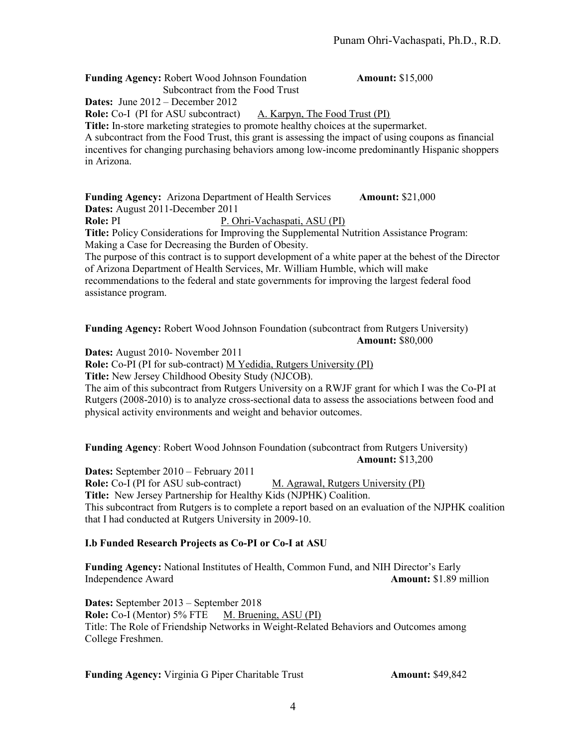**Funding Agency:** Robert Wood Johnson Foundation **Amount:** $15,000
Subcontract from the Food Trust
**Dates:** June 2012 – December 2012
**Role:** Co-I (PI for ASU subcontract) A. Karpyn, The Food Trust (PI)
**Title:** In-store marketing strategies to promote healthy choices at the supermarket.
A subcontract from the Food Trust, this grant is assessing the impact of using coupons as financial incentives for changing purchasing behaviors among low-income predominantly Hispanic shoppers in Arizona.

**Funding Agency:** Arizona Department of Health Services **Amount:** $21,000
**Dates:** August 2011-December 2011
**Role:** PI P. Ohri-Vachaspati, ASU (PI)
**Title:** Policy Considerations for Improving the Supplemental Nutrition Assistance Program: Making a Case for Decreasing the Burden of Obesity.
The purpose of this contract is to support development of a white paper at the behest of the Director of Arizona Department of Health Services, Mr. William Humble, which will make recommendations to the federal and state governments for improving the largest federal food assistance program.

**Funding Agency:** Robert Wood Johnson Foundation (subcontract from Rutgers University)
**Amount:** $80,000
**Dates:** August 2010- November 2011
**Role:** Co-PI (PI for sub-contract) M Yedidia, Rutgers University (PI)
**Title:** New Jersey Childhood Obesity Study (NJCOB).
The aim of this subcontract from Rutgers University on a RWJF grant for which I was the Co-PI at Rutgers (2008-2010) is to analyze cross-sectional data to assess the associations between food and physical activity environments and weight and behavior outcomes.

**Funding Agency**: Robert Wood Johnson Foundation (subcontract from Rutgers University)
**Amount:** $13,200
**Dates:** September 2010 – February 2011
**Role:** Co-I (PI for ASU sub-contract) M. Agrawal, Rutgers University (PI)
**Title:** New Jersey Partnership for Healthy Kids (NJPHK) Coalition.
This subcontract from Rutgers is to complete a report based on an evaluation of the NJPHK coalition that I had conducted at Rutgers University in 2009-10.

**I.b Funded Research Projects as Co-PI or Co-I at ASU**

**Funding Agency:** National Institutes of Health, Common Fund, and NIH Director's Early Independence Award **Amount:** $1.89 million

**Dates:** September 2013 – September 2018
**Role:** Co-I (Mentor) 5% FTE M. Bruening, ASU (PI)
Title: The Role of Friendship Networks in Weight-Related Behaviors and Outcomes among College Freshmen.

**Funding Agency:** Virginia G Piper Charitable Trust **Amount:** $49,842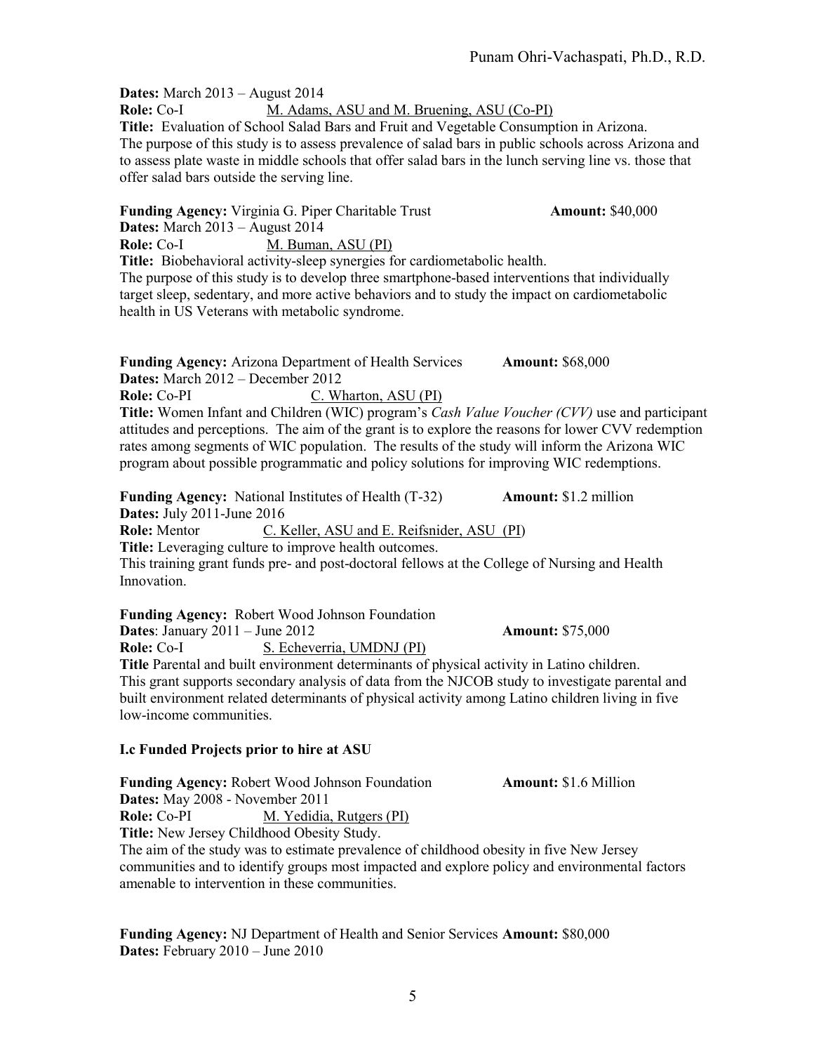**Dates:** March 2013 – August 2014
**Role:** Co-I M. Adams, ASU and M. Bruening, ASU (Co-PI)
**Title:** Evaluation of School Salad Bars and Fruit and Vegetable Consumption in Arizona.
The purpose of this study is to assess prevalence of salad bars in public schools across Arizona and to assess plate waste in middle schools that offer salad bars in the lunch serving line vs. those that offer salad bars outside the serving line.

**Funding Agency:** Virginia G. Piper Charitable Trust **Amount:** $40,000
**Dates:** March 2013 – August 2014
**Role:** Co-I M. Buman, ASU (PI)
**Title:** Biobehavioral activity-sleep synergies for cardiometabolic health.
The purpose of this study is to develop three smartphone-based interventions that individually target sleep, sedentary, and more active behaviors and to study the impact on cardiometabolic health in US Veterans with metabolic syndrome.

**Funding Agency:** Arizona Department of Health Services **Amount:** $68,000
**Dates:** March 2012 – December 2012
**Role:** Co-PI C. Wharton, ASU (PI)
**Title:** Women Infant and Children (WIC) program's *Cash Value Voucher (CVV)* use and participant attitudes and perceptions. The aim of the grant is to explore the reasons for lower CVV redemption rates among segments of WIC population. The results of the study will inform the Arizona WIC program about possible programmatic and policy solutions for improving WIC redemptions.

**Funding Agency:** National Institutes of Health (T-32) **Amount:** $1.2 million
**Dates:** July 2011-June 2016
**Role:** Mentor C. Keller, ASU and E. Reifsnider, ASU (PI)
**Title:** Leveraging culture to improve health outcomes.
This training grant funds pre- and post-doctoral fellows at the College of Nursing and Health Innovation.

**Funding Agency:** Robert Wood Johnson Foundation
**Dates**: January 2011 – June 2012 **Amount:** $75,000
**Role:** Co-I S. Echeverria, UMDNJ (PI)
**Title** Parental and built environment determinants of physical activity in Latino children.
This grant supports secondary analysis of data from the NJCOB study to investigate parental and built environment related determinants of physical activity among Latino children living in five low-income communities.

### I.c Funded Projects prior to hire at ASU

**Funding Agency:** Robert Wood Johnson Foundation **Amount:** $1.6 Million
**Dates:** May 2008 - November 2011
**Role:** Co-PI M. Yedidia, Rutgers (PI)
**Title:** New Jersey Childhood Obesity Study.
The aim of the study was to estimate prevalence of childhood obesity in five New Jersey communities and to identify groups most impacted and explore policy and environmental factors amenable to intervention in these communities.

**Funding Agency:** NJ Department of Health and Senior Services **Amount:** $80,000
**Dates:** February 2010 – June 2010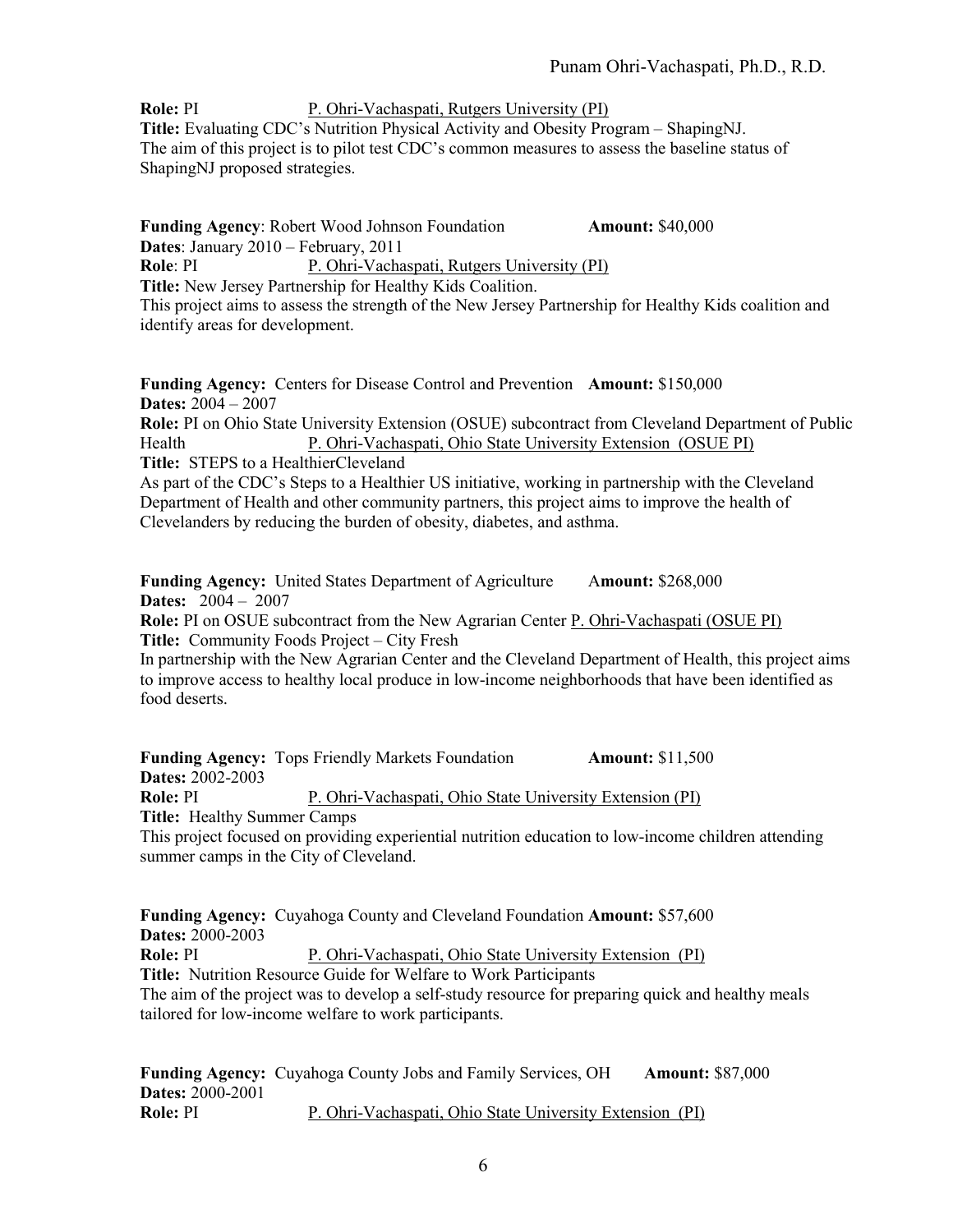**Role:** PI P. Ohri-Vachaspati, Rutgers University (PI)
**Title:** Evaluating CDC's Nutrition Physical Activity and Obesity Program – ShapingNJ.
The aim of this project is to pilot test CDC's common measures to assess the baseline status of ShapingNJ proposed strategies.

**Funding Agency**: Robert Wood Johnson Foundation **Amount:** $40,000
**Dates**: January 2010 – February, 2011
**Role**: PI P. Ohri-Vachaspati, Rutgers University (PI)
**Title:** New Jersey Partnership for Healthy Kids Coalition.
This project aims to assess the strength of the New Jersey Partnership for Healthy Kids coalition and identify areas for development.

**Funding Agency:** Centers for Disease Control and Prevention **Amount:** $150,000
**Dates:** 2004 – 2007
**Role:** PI on Ohio State University Extension (OSUE) subcontract from Cleveland Department of Public Health P. Ohri-Vachaspati, Ohio State University Extension (OSUE PI)
**Title:** STEPS to a HealthierCleveland
As part of the CDC's Steps to a Healthier US initiative, working in partnership with the Cleveland Department of Health and other community partners, this project aims to improve the health of Clevelanders by reducing the burden of obesity, diabetes, and asthma.

**Funding Agency:** United States Department of Agriculture **Amount:** $268,000
**Dates:** 2004 – 2007
**Role:** PI on OSUE subcontract from the New Agrarian Center P. Ohri-Vachaspati (OSUE PI)
**Title:** Community Foods Project – City Fresh
In partnership with the New Agrarian Center and the Cleveland Department of Health, this project aims to improve access to healthy local produce in low-income neighborhoods that have been identified as food deserts.

**Funding Agency:** Tops Friendly Markets Foundation **Amount:** $11,500
**Dates:** 2002-2003
**Role:** PI P. Ohri-Vachaspati, Ohio State University Extension (PI)
**Title:** Healthy Summer Camps
This project focused on providing experiential nutrition education to low-income children attending summer camps in the City of Cleveland.

**Funding Agency:** Cuyahoga County and Cleveland Foundation **Amount:** $57,600
**Dates:** 2000-2003
**Role:** PI P. Ohri-Vachaspati, Ohio State University Extension (PI)
**Title:** Nutrition Resource Guide for Welfare to Work Participants
The aim of the project was to develop a self-study resource for preparing quick and healthy meals tailored for low-income welfare to work participants.

**Funding Agency:** Cuyahoga County Jobs and Family Services, OH **Amount:** $87,000
**Dates:** 2000-2001
**Role:** PI P. Ohri-Vachaspati, Ohio State University Extension (PI)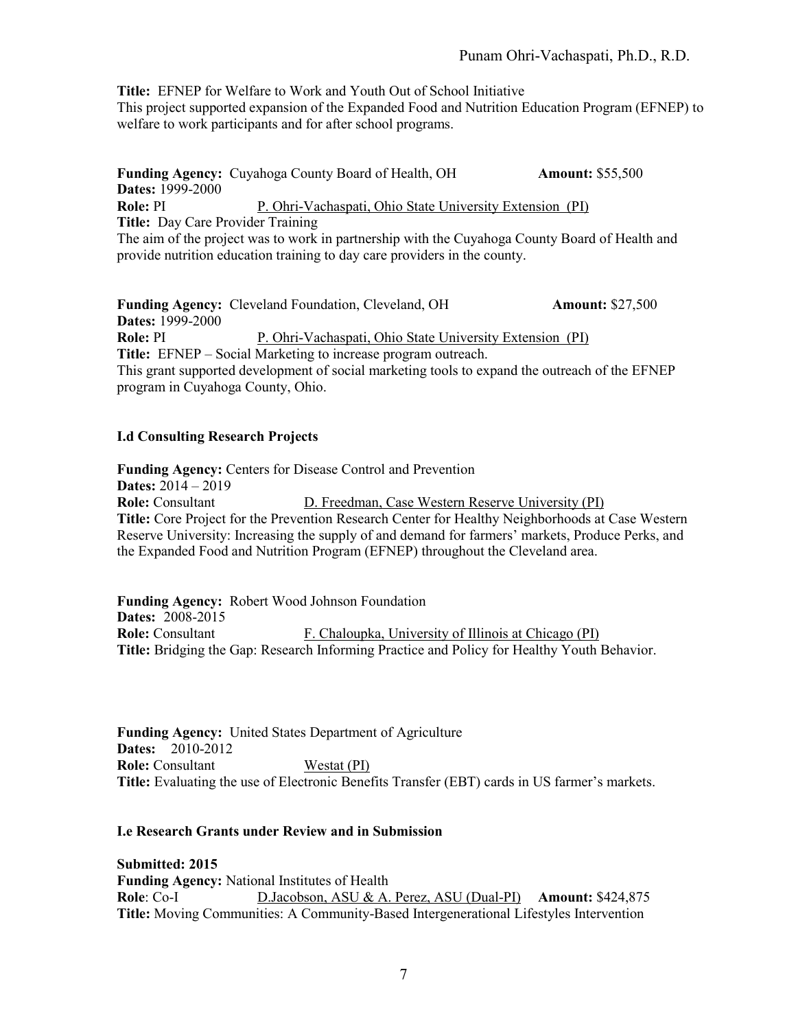**Title:** EFNEP for Welfare to Work and Youth Out of School Initiative
This project supported expansion of the Expanded Food and Nutrition Education Program (EFNEP) to welfare to work participants and for after school programs.

**Funding Agency:** Cuyahoga County Board of Health, OH **Amount:** $55,500
**Dates:** 1999-2000
**Role:** PI P. Ohri-Vachaspati, Ohio State University Extension (PI)
**Title:** Day Care Provider Training
The aim of the project was to work in partnership with the Cuyahoga County Board of Health and provide nutrition education training to day care providers in the county.

**Funding Agency:** Cleveland Foundation, Cleveland, OH **Amount:** $27,500
**Dates:** 1999-2000
**Role:** PI P. Ohri-Vachaspati, Ohio State University Extension (PI)
**Title:** EFNEP – Social Marketing to increase program outreach.
This grant supported development of social marketing tools to expand the outreach of the EFNEP program in Cuyahoga County, Ohio.

### I.d Consulting Research Projects

**Funding Agency:** Centers for Disease Control and Prevention
**Dates:** 2014 – 2019
**Role:** Consultant D. Freedman, Case Western Reserve University (PI)
**Title:** Core Project for the Prevention Research Center for Healthy Neighborhoods at Case Western Reserve University: Increasing the supply of and demand for farmers' markets, Produce Perks, and the Expanded Food and Nutrition Program (EFNEP) throughout the Cleveland area.

**Funding Agency:** Robert Wood Johnson Foundation
**Dates:** 2008-2015
**Role:** Consultant F. Chaloupka, University of Illinois at Chicago (PI)
**Title:** Bridging the Gap: Research Informing Practice and Policy for Healthy Youth Behavior.

**Funding Agency:** United States Department of Agriculture
**Dates:** 2010-2012
**Role:** Consultant Westat (PI)
**Title:** Evaluating the use of Electronic Benefits Transfer (EBT) cards in US farmer's markets.

### I.e Research Grants under Review and in Submission

**Submitted: 2015**
**Funding Agency:** National Institutes of Health
**Role**: Co-I D.Jacobson, ASU & A. Perez, ASU (Dual-PI) **Amount:** $424,875
**Title:** Moving Communities: A Community-Based Intergenerational Lifestyles Intervention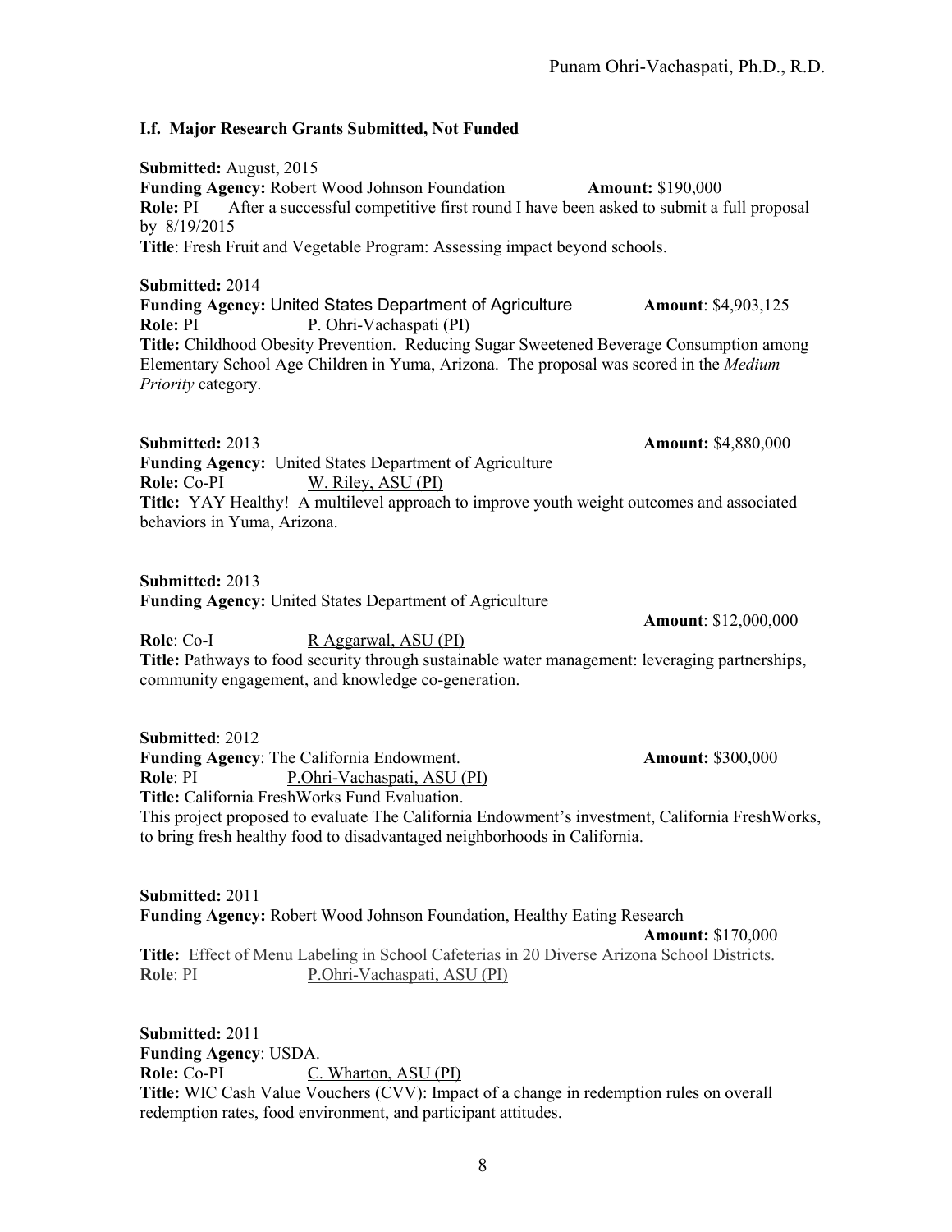### I.f. Major Research Grants Submitted, Not Funded

**Submitted:** August, 2015
**Funding Agency:** Robert Wood Johnson Foundation **Amount:** $190,000
**Role:** PI After a successful competitive first round I have been asked to submit a full proposal by 8/19/2015
**Title**: Fresh Fruit and Vegetable Program: Assessing impact beyond schools.

**Submitted:** 2014
**Funding Agency:** United States Department of Agriculture **Amount**: $4,903,125
**Role:** PI P. Ohri-Vachaspati (PI)
**Title:** Childhood Obesity Prevention. Reducing Sugar Sweetened Beverage Consumption among Elementary School Age Children in Yuma, Arizona. The proposal was scored in the *Medium Priority* category.

**Submitted:** 2013 **Amount:** $4,880,000
**Funding Agency:** United States Department of Agriculture
**Role:** Co-PI W. Riley, ASU (PI)
**Title:** YAY Healthy! A multilevel approach to improve youth weight outcomes and associated behaviors in Yuma, Arizona.

**Submitted:** 2013
**Funding Agency:** United States Department of Agriculture
**Amount**: $12,000,000
**Role**: Co-I R Aggarwal, ASU (PI)
**Title:** Pathways to food security through sustainable water management: leveraging partnerships, community engagement, and knowledge co-generation.

**Submitted**: 2012
**Funding Agency**: The California Endowment. **Amount:** $300,000
**Role**: PI P.Ohri-Vachaspati, ASU (PI)
**Title:** California FreshWorks Fund Evaluation.
This project proposed to evaluate The California Endowment's investment, California FreshWorks, to bring fresh healthy food to disadvantaged neighborhoods in California.

**Submitted:** 2011
**Funding Agency:** Robert Wood Johnson Foundation, Healthy Eating Research
**Amount:** $170,000
**Title:** Effect of Menu Labeling in School Cafeterias in 20 Diverse Arizona School Districts.
**Role**: PI P.Ohri-Vachaspati, ASU (PI)

**Submitted:** 2011
**Funding Agency**: USDA.
**Role:** Co-PI C. Wharton, ASU (PI)
**Title:** WIC Cash Value Vouchers (CVV): Impact of a change in redemption rules on overall redemption rates, food environment, and participant attitudes.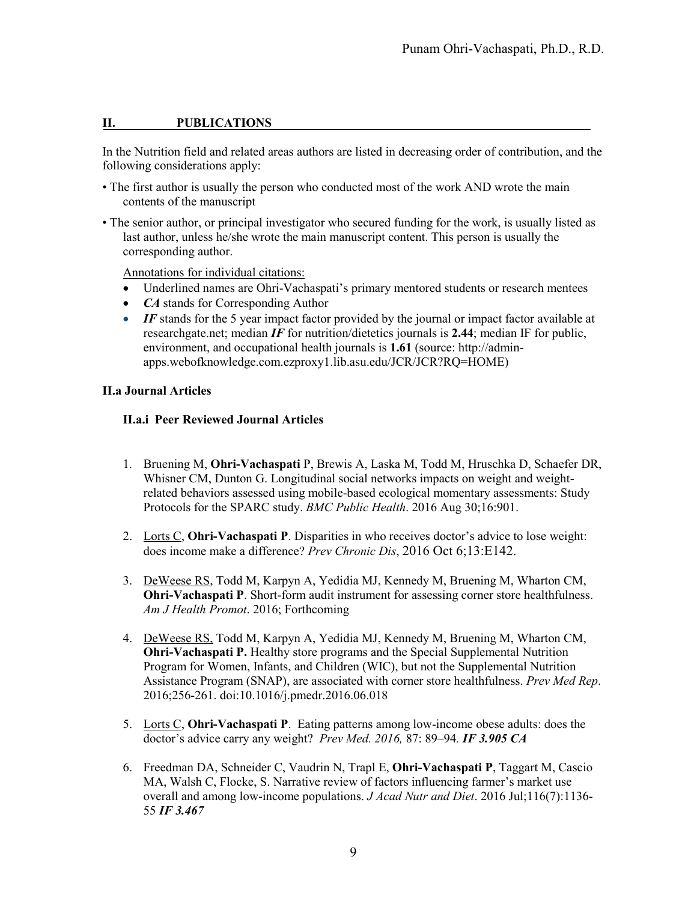## II. PUBLICATIONS

In the Nutrition field and related areas authors are listed in decreasing order of contribution, and the following considerations apply:

- The first author is usually the person who conducted most of the work AND wrote the main contents of the manuscript
- The senior author, or principal investigator who secured funding for the work, is usually listed as last author, unless he/she wrote the main manuscript content. This person is usually the corresponding author.

Annotations for individual citations:

- Underlined names are Ohri-Vachaspati's primary mentored students or research mentees
- ***CA*** stands for Corresponding Author
- ***IF*** stands for the 5 year impact factor provided by the journal or impact factor available at researchgate.net; median ***IF*** for nutrition/dietetics journals is **2.44**; median IF for public, environment, and occupational health journals is **1.61** (source: http://admin-apps.webofknowledge.com.ezproxy1.lib.asu.edu/JCR/JCR?RQ=HOME)

### II.a Journal Articles

#### II.a.i Peer Reviewed Journal Articles

1. Bruening M, **Ohri-Vachaspati** P, Brewis A, Laska M, Todd M, Hruschka D, Schaefer DR, Whisner CM, Dunton G. Longitudinal social networks impacts on weight and weight-related behaviors assessed using mobile-based ecological momentary assessments: Study Protocols for the SPARC study. *BMC Public Health*. 2016 Aug 30;16:901.

2. <u>Lorts C</u>, **Ohri-Vachaspati P**. Disparities in who receives doctor's advice to lose weight: does income make a difference? *Prev Chronic Dis*, 2016 Oct 6;13:E142.

3. <u>DeWeese RS</u>, Todd M, Karpyn A, Yedidia MJ, Kennedy M, Bruening M, Wharton CM, **Ohri-Vachaspati P**. Short-form audit instrument for assessing corner store healthfulness. *Am J Health Promot*. 2016; Forthcoming

4. <u>DeWeese RS,</u> Todd M, Karpyn A, Yedidia MJ, Kennedy M, Bruening M, Wharton CM, **Ohri-Vachaspati P.** Healthy store programs and the Special Supplemental Nutrition Program for Women, Infants, and Children (WIC), but not the Supplemental Nutrition Assistance Program (SNAP), are associated with corner store healthfulness. *Prev Med Rep*. 2016;256-261. doi:10.1016/j.pmedr.2016.06.018

5. <u>Lorts C</u>, **Ohri-Vachaspati P**. Eating patterns among low-income obese adults: does the doctor's advice carry any weight? *Prev Med. 2016,* 87: 89–94*.* ***IF 3.905 CA***

6. Freedman DA, Schneider C, Vaudrin N, Trapl E, **Ohri-Vachaspati P**, Taggart M, Cascio MA, Walsh C, Flocke, S. Narrative review of factors influencing farmer's market use overall and among low-income populations. *J Acad Nutr and Diet*. 2016 Jul;116(7):1136-55 ***IF 3.467***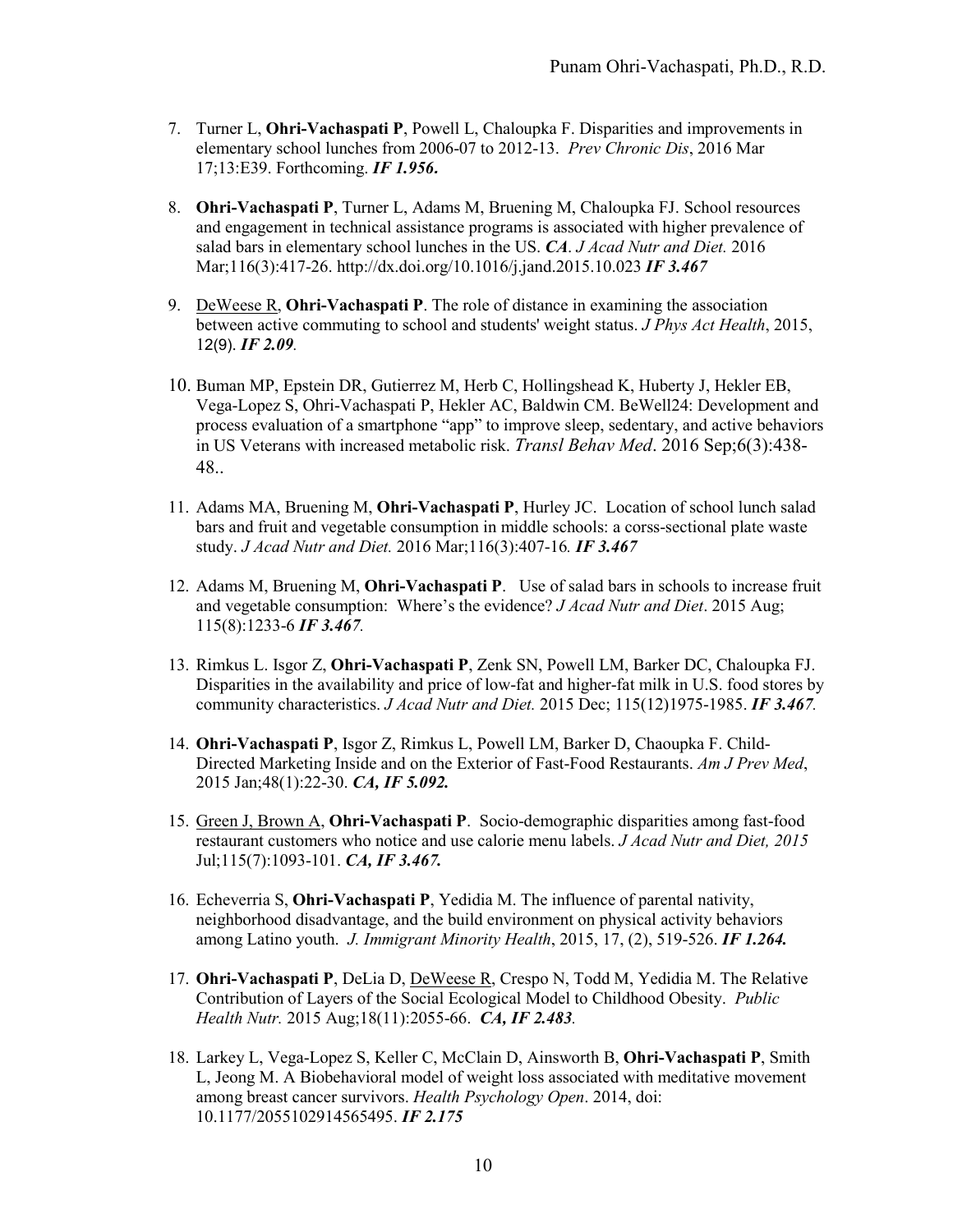7. Turner L, **Ohri-Vachaspati P**, Powell L, Chaloupka F. Disparities and improvements in elementary school lunches from 2006-07 to 2012-13. *Prev Chronic Dis*, 2016 Mar 17;13:E39. Forthcoming. ***IF 1.956.***

8. **Ohri-Vachaspati P**, Turner L, Adams M, Bruening M, Chaloupka FJ. School resources and engagement in technical assistance programs is associated with higher prevalence of salad bars in elementary school lunches in the US. ***CA***. *J Acad Nutr and Diet.* 2016 Mar;116(3):417-26. http://dx.doi.org/10.1016/j.jand.2015.10.023 ***IF 3.467***

9. <u>DeWeese R</u>, **Ohri-Vachaspati P**. The role of distance in examining the association between active commuting to school and students' weight status. *J Phys Act Health*, 2015, 12(9). ***IF 2.09.***

10. Buman MP, Epstein DR, Gutierrez M, Herb C, Hollingshead K, Huberty J, Hekler EB, Vega-Lopez S, Ohri-Vachaspati P, Hekler AC, Baldwin CM. BeWell24: Development and process evaluation of a smartphone "app" to improve sleep, sedentary, and active behaviors in US Veterans with increased metabolic risk. *Transl Behav Med*. 2016 Sep;6(3):438-48..

11. Adams MA, Bruening M, **Ohri-Vachaspati P**, Hurley JC. Location of school lunch salad bars and fruit and vegetable consumption in middle schools: a corss-sectional plate waste study. *J Acad Nutr and Diet.* 2016 Mar;116(3):407-16*.* ***IF 3.467***

12. Adams M, Bruening M, **Ohri-Vachaspati P**. Use of salad bars in schools to increase fruit and vegetable consumption: Where's the evidence? *J Acad Nutr and Diet*. 2015 Aug; 115(8):1233-6 ***IF 3.467.***

13. Rimkus L. Isgor Z, **Ohri-Vachaspati P**, Zenk SN, Powell LM, Barker DC, Chaloupka FJ. Disparities in the availability and price of low-fat and higher-fat milk in U.S. food stores by community characteristics. *J Acad Nutr and Diet.* 2015 Dec; 115(12)1975-1985. ***IF 3.467.***

14. **Ohri-Vachaspati P**, Isgor Z, Rimkus L, Powell LM, Barker D, Chaoupka F. Child-Directed Marketing Inside and on the Exterior of Fast-Food Restaurants. *Am J Prev Med*, 2015 Jan;48(1):22-30. ***CA, IF 5.092.***

15. <u>Green J, Brown A</u>, **Ohri-Vachaspati P**. Socio-demographic disparities among fast-food restaurant customers who notice and use calorie menu labels. *J Acad Nutr and Diet, 2015* Jul;115(7):1093-101. ***CA, IF 3.467.***

16. Echeverria S, **Ohri-Vachaspati P**, Yedidia M. The influence of parental nativity, neighborhood disadvantage, and the build environment on physical activity behaviors among Latino youth. *J. Immigrant Minority Health*, 2015, 17, (2), 519-526. ***IF 1.264.***

17. **Ohri-Vachaspati P**, DeLia D, <u>DeWeese R</u>, Crespo N, Todd M, Yedidia M. The Relative Contribution of Layers of the Social Ecological Model to Childhood Obesity. *Public Health Nutr.* 2015 Aug;18(11):2055-66. ***CA, IF 2.483.***

18. Larkey L, Vega-Lopez S, Keller C, McClain D, Ainsworth B, **Ohri-Vachaspati P**, Smith L, Jeong M. A Biobehavioral model of weight loss associated with meditative movement among breast cancer survivors. *Health Psychology Open*. 2014, doi: 10.1177/2055102914565495. ***IF 2.175***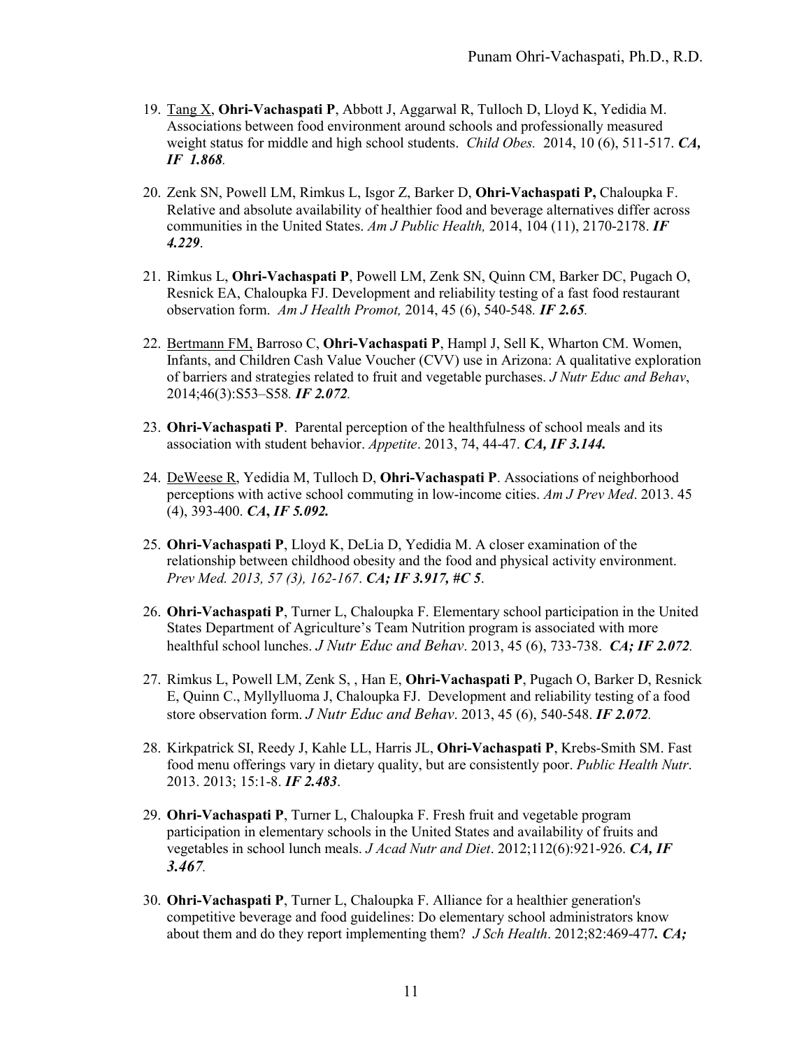19. <u>Tang X</u>, **Ohri-Vachaspati P**, Abbott J, Aggarwal R, Tulloch D, Lloyd K, Yedidia M. Associations between food environment around schools and professionally measured weight status for middle and high school students. *Child Obes.* 2014, 10 (6), 511-517. ***CA, IF 1.868*.**

20. Zenk SN, Powell LM, Rimkus L, Isgor Z, Barker D, **Ohri-Vachaspati P,** Chaloupka F. Relative and absolute availability of healthier food and beverage alternatives differ across communities in the United States. *Am J Public Health,* 2014, 104 (11), 2170-2178. ***IF 4.229***.

21. Rimkus L, **Ohri-Vachaspati P**, Powell LM, Zenk SN, Quinn CM, Barker DC, Pugach O, Resnick EA, Chaloupka FJ. Development and reliability testing of a fast food restaurant observation form. *Am J Health Promot,* 2014, 45 (6), 540-548*.* ***IF 2.65*.**

22. <u>Bertmann FM,</u> Barroso C, **Ohri-Vachaspati P**, Hampl J, Sell K, Wharton CM. Women, Infants, and Children Cash Value Voucher (CVV) use in Arizona: A qualitative exploration of barriers and strategies related to fruit and vegetable purchases. *J Nutr Educ and Behav*, 2014;46(3):S53–S58*.* ***IF 2.072*.**

23. **Ohri-Vachaspati P**. Parental perception of the healthfulness of school meals and its association with student behavior. *Appetite*. 2013, 74, 44-47. ***CA, IF 3.144.***

24. <u>DeWeese R</u>, Yedidia M, Tulloch D, **Ohri-Vachaspati P**. Associations of neighborhood perceptions with active school commuting in low-income cities. *Am J Prev Med*. 2013. 45 (4), 393-400. ***CA, IF 5.092.***

25. **Ohri-Vachaspati P**, Lloyd K, DeLia D, Yedidia M. A closer examination of the relationship between childhood obesity and the food and physical activity environment. *Prev Med. 2013, 57 (3), 162-167*. ***CA; IF 3.917, #C 5***.

26. **Ohri-Vachaspati P**, Turner L, Chaloupka F. Elementary school participation in the United States Department of Agriculture's Team Nutrition program is associated with more healthful school lunches. *J Nutr Educ and Behav*. 2013, 45 (6), 733-738. ***CA; IF 2.072*.**

27. Rimkus L, Powell LM, Zenk S, , Han E, **Ohri-Vachaspati P**, Pugach O, Barker D, Resnick E, Quinn C., Myllylluoma J, Chaloupka FJ. Development and reliability testing of a food store observation form. *J Nutr Educ and Behav*. 2013, 45 (6), 540-548. ***IF 2.072*.**

28. Kirkpatrick SI, Reedy J, Kahle LL, Harris JL, **Ohri-Vachaspati P**, Krebs-Smith SM. Fast food menu offerings vary in dietary quality, but are consistently poor. *Public Health Nutr*. 2013. 2013; 15:1-8. ***IF 2.483***.

29. **Ohri-Vachaspati P**, Turner L, Chaloupka F. Fresh fruit and vegetable program participation in elementary schools in the United States and availability of fruits and vegetables in school lunch meals. *J Acad Nutr and Diet*. 2012;112(6):921-926. ***CA, IF 3.467*.**

30. **Ohri-Vachaspati P**, Turner L, Chaloupka F. Alliance for a healthier generation's competitive beverage and food guidelines: Do elementary school administrators know about them and do they report implementing them? *J Sch Health*. 2012;82:469-477***. CA;***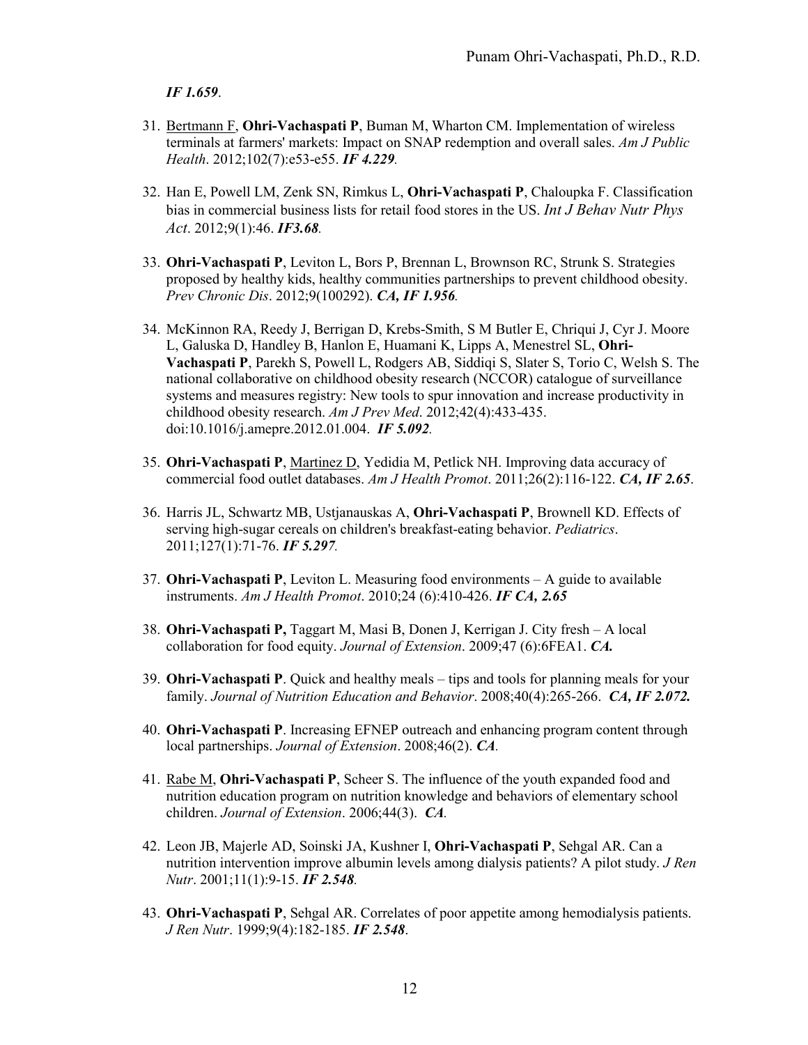*IF 1.659*.

31. Bertmann F, **Ohri-Vachaspati P**, Buman M, Wharton CM. Implementation of wireless terminals at farmers' markets: Impact on SNAP redemption and overall sales. *Am J Public Health*. 2012;102(7):e53-e55. ***IF 4.229***.

32. Han E, Powell LM, Zenk SN, Rimkus L, **Ohri-Vachaspati P**, Chaloupka F. Classification bias in commercial business lists for retail food stores in the US. *Int J Behav Nutr Phys Act*. 2012;9(1):46. ***IF3.68***.

33. **Ohri-Vachaspati P**, Leviton L, Bors P, Brennan L, Brownson RC, Strunk S. Strategies proposed by healthy kids, healthy communities partnerships to prevent childhood obesity. *Prev Chronic Dis*. 2012;9(100292). ***CA, IF 1.956***.

34. McKinnon RA, Reedy J, Berrigan D, Krebs-Smith, S M Butler E, Chriqui J, Cyr J. Moore L, Galuska D, Handley B, Hanlon E, Huamani K, Lipps A, Menestrel SL, **Ohri-Vachaspati P**, Parekh S, Powell L, Rodgers AB, Siddiqi S, Slater S, Torio C, Welsh S. The national collaborative on childhood obesity research (NCCOR) catalogue of surveillance systems and measures registry: New tools to spur innovation and increase productivity in childhood obesity research. *Am J Prev Med*. 2012;42(4):433-435. doi:10.1016/j.amepre.2012.01.004. ***IF 5.092***.

35. **Ohri-Vachaspati P**, Martinez D, Yedidia M, Petlick NH. Improving data accuracy of commercial food outlet databases. *Am J Health Promot*. 2011;26(2):116-122. ***CA, IF 2.65***.

36. Harris JL, Schwartz MB, Ustjanauskas A, **Ohri-Vachaspati P**, Brownell KD. Effects of serving high-sugar cereals on children's breakfast-eating behavior. *Pediatrics*. 2011;127(1):71-76. ***IF 5.297***.

37. **Ohri-Vachaspati P**, Leviton L. Measuring food environments – A guide to available instruments. *Am J Health Promot*. 2010;24 (6):410-426. ***IF CA, 2.65***

38. **Ohri-Vachaspati P,** Taggart M, Masi B, Donen J, Kerrigan J. City fresh – A local collaboration for food equity. *Journal of Extension*. 2009;47 (6):6FEA1. ***CA.***

39. **Ohri-Vachaspati P**. Quick and healthy meals – tips and tools for planning meals for your family. *Journal of Nutrition Education and Behavior*. 2008;40(4):265-266. ***CA, IF 2.072.***

40. **Ohri-Vachaspati P**. Increasing EFNEP outreach and enhancing program content through local partnerships. *Journal of Extension*. 2008;46(2). ***CA***.

41. Rabe M, **Ohri-Vachaspati P**, Scheer S. The influence of the youth expanded food and nutrition education program on nutrition knowledge and behaviors of elementary school children. *Journal of Extension*. 2006;44(3). ***CA***.

42. Leon JB, Majerle AD, Soinski JA, Kushner I, **Ohri-Vachaspati P**, Sehgal AR. Can a nutrition intervention improve albumin levels among dialysis patients? A pilot study. *J Ren Nutr*. 2001;11(1):9-15. ***IF 2.548***.

43. **Ohri-Vachaspati P**, Sehgal AR. Correlates of poor appetite among hemodialysis patients. *J Ren Nutr*. 1999;9(4):182-185. ***IF 2.548***.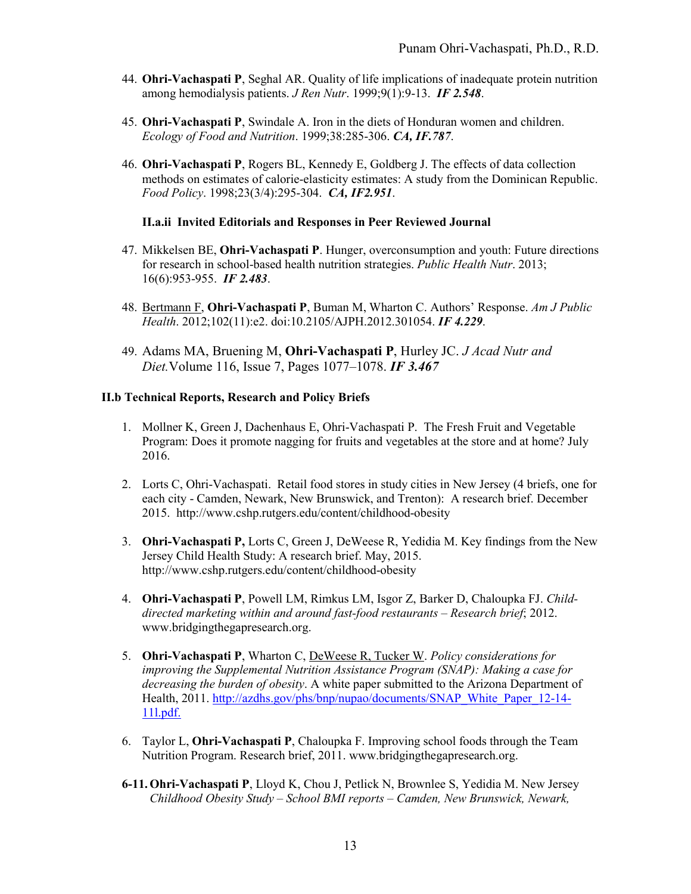44. **Ohri-Vachaspati P**, Seghal AR. Quality of life implications of inadequate protein nutrition among hemodialysis patients. *J Ren Nutr*. 1999;9(1):9-13. ***IF 2.548***.

45. **Ohri-Vachaspati P**, Swindale A. Iron in the diets of Honduran women and children. *Ecology of Food and Nutrition*. 1999;38:285-306. ***CA, IF.787***.

46. **Ohri-Vachaspati P**, Rogers BL, Kennedy E, Goldberg J. The effects of data collection methods on estimates of calorie-elasticity estimates: A study from the Dominican Republic. *Food Policy*. 1998;23(3/4):295-304. ***CA, IF2.951***.

#### II.a.ii Invited Editorials and Responses in Peer Reviewed Journal

47. Mikkelsen BE, **Ohri-Vachaspati P**. Hunger, overconsumption and youth: Future directions for research in school-based health nutrition strategies. *Public Health Nutr*. 2013; 16(6):953-955. ***IF 2.483***.

48. Bertmann F, **Ohri-Vachaspati P**, Buman M, Wharton C. Authors' Response. *Am J Public Health*. 2012;102(11):e2. doi:10.2105/AJPH.2012.301054. ***IF 4.229***.

49. Adams MA, Bruening M, **Ohri-Vachaspati P**, Hurley JC. *J Acad Nutr and Diet.* Volume 116, Issue 7, Pages 1077–1078. ***IF 3.467***

### II.b Technical Reports, Research and Policy Briefs

1. Mollner K, Green J, Dachenhaus E, Ohri-Vachaspati P. The Fresh Fruit and Vegetable Program: Does it promote nagging for fruits and vegetables at the store and at home? July 2016.

2. Lorts C, Ohri-Vachaspati. Retail food stores in study cities in New Jersey (4 briefs, one for each city - Camden, Newark, New Brunswick, and Trenton): A research brief. December 2015. http://www.cshp.rutgers.edu/content/childhood-obesity

3. **Ohri-Vachaspati P,** Lorts C, Green J, DeWeese R, Yedidia M. Key findings from the New Jersey Child Health Study: A research brief. May, 2015. http://www.cshp.rutgers.edu/content/childhood-obesity

4. **Ohri-Vachaspati P**, Powell LM, Rimkus LM, Isgor Z, Barker D, Chaloupka FJ. *Child-directed marketing within and around fast-food restaurants – Research brief*; 2012. www.bridgingthegapresearch.org.

5. **Ohri-Vachaspati P**, Wharton C, DeWeese R, Tucker W. *Policy considerations for improving the Supplemental Nutrition Assistance Program (SNAP): Making a case for decreasing the burden of obesity*. A white paper submitted to the Arizona Department of Health, 2011. http://azdhs.gov/phs/bnp/nupao/documents/SNAP_White_Paper_12-14-11l.pdf.

6. Taylor L, **Ohri-Vachaspati P**, Chaloupka F. Improving school foods through the Team Nutrition Program. Research brief, 2011. www.bridgingthegapresearch.org.

**6-11. Ohri-Vachaspati P**, Lloyd K, Chou J, Petlick N, Brownlee S, Yedidia M. New Jersey *Childhood Obesity Study – School BMI reports – Camden, New Brunswick, Newark,*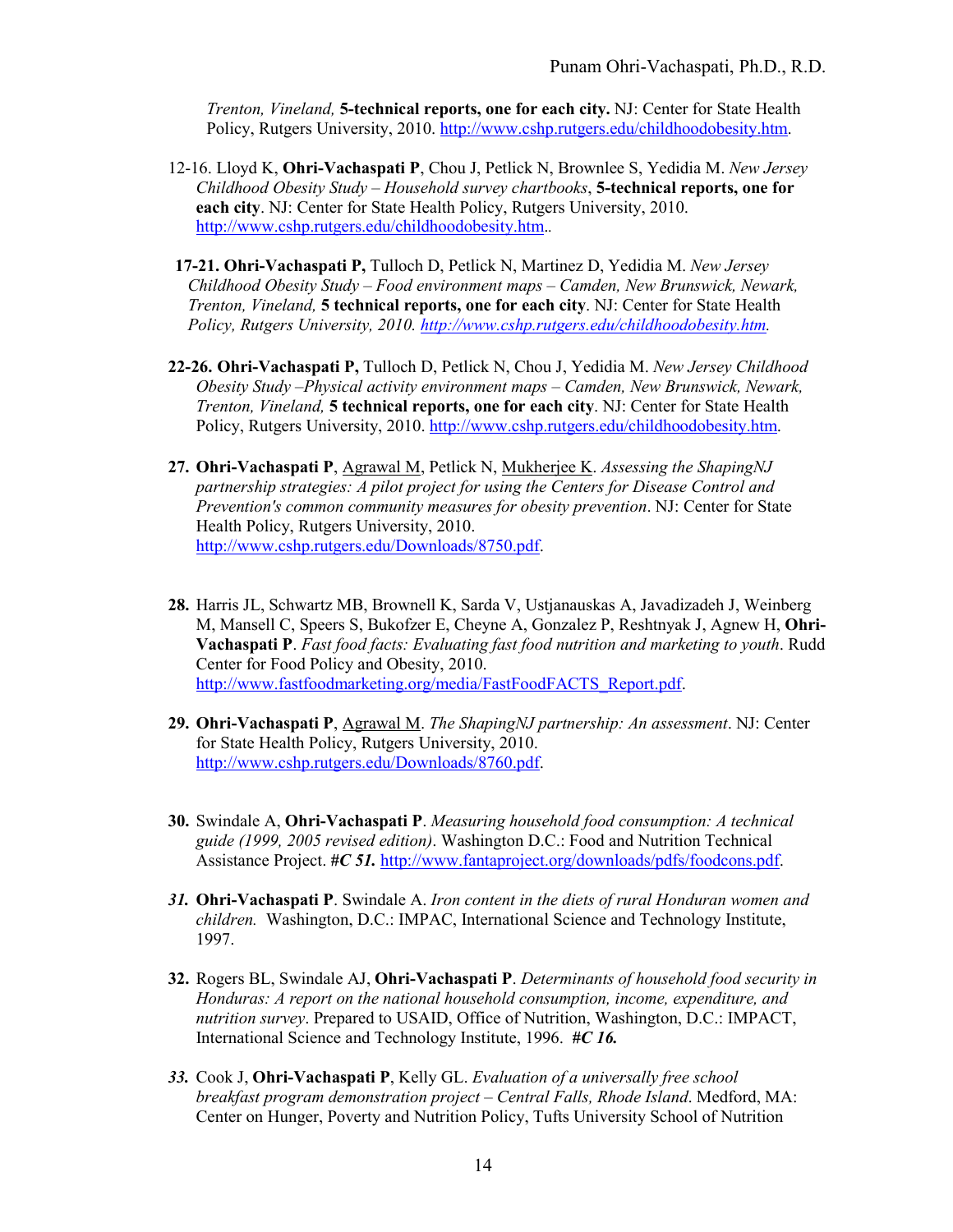*Trenton, Vineland,* **5-technical reports, one for each city.** NJ: Center for State Health Policy, Rutgers University, 2010. http://www.cshp.rutgers.edu/childhoodobesity.htm.

12-16. Lloyd K, **Ohri-Vachaspati P**, Chou J, Petlick N, Brownlee S, Yedidia M. *New Jersey Childhood Obesity Study – Household survey chartbooks*, **5-technical reports, one for each city**. NJ: Center for State Health Policy, Rutgers University, 2010. http://www.cshp.rutgers.edu/childhoodobesity.htm..

**17-21. Ohri-Vachaspati P,** Tulloch D, Petlick N, Martinez D, Yedidia M. *New Jersey Childhood Obesity Study – Food environment maps – Camden, New Brunswick, Newark, Trenton, Vineland,* **5 technical reports, one for each city**. NJ: Center for State Health Policy, *Rutgers University, 2010. http://www.cshp.rutgers.edu/childhoodobesity.htm.*

**22-26. Ohri-Vachaspati P,** Tulloch D, Petlick N, Chou J, Yedidia M. *New Jersey Childhood Obesity Study –Physical activity environment maps – Camden, New Brunswick, Newark, Trenton, Vineland,* **5 technical reports, one for each city**. NJ: Center for State Health Policy, Rutgers University, 2010. http://www.cshp.rutgers.edu/childhoodobesity.htm.

**27. Ohri-Vachaspati P**, Agrawal M, Petlick N, Mukherjee K. *Assessing the ShapingNJ partnership strategies: A pilot project for using the Centers for Disease Control and Prevention's common community measures for obesity prevention*. NJ: Center for State Health Policy, Rutgers University, 2010. http://www.cshp.rutgers.edu/Downloads/8750.pdf.

**28.** Harris JL, Schwartz MB, Brownell K, Sarda V, Ustjanauskas A, Javadizadeh J, Weinberg M, Mansell C, Speers S, Bukofzer E, Cheyne A, Gonzalez P, Reshtnyak J, Agnew H, **Ohri-Vachaspati P**. *Fast food facts: Evaluating fast food nutrition and marketing to youth*. Rudd Center for Food Policy and Obesity, 2010. http://www.fastfoodmarketing.org/media/FastFoodFACTS_Report.pdf.

**29. Ohri-Vachaspati P**, Agrawal M. *The ShapingNJ partnership: An assessment*. NJ: Center for State Health Policy, Rutgers University, 2010. http://www.cshp.rutgers.edu/Downloads/8760.pdf.

**30.** Swindale A, **Ohri-Vachaspati P**. *Measuring household food consumption: A technical guide (1999, 2005 revised edition)*. Washington D.C.: Food and Nutrition Technical Assistance Project. ***#C 51.*** http://www.fantaproject.org/downloads/pdfs/foodcons.pdf.

***31.*** **Ohri-Vachaspati P**. Swindale A. *Iron content in the diets of rural Honduran women and children.* Washington, D.C.: IMPAC, International Science and Technology Institute, 1997.

**32.** Rogers BL, Swindale AJ, **Ohri-Vachaspati P**. *Determinants of household food security in Honduras: A report on the national household consumption, income, expenditure, and nutrition survey*. Prepared to USAID, Office of Nutrition, Washington, D.C.: IMPACT, International Science and Technology Institute, 1996. ***#C 16.***

***33.*** Cook J, **Ohri-Vachaspati P**, Kelly GL. *Evaluation of a universally free school breakfast program demonstration project – Central Falls, Rhode Island*. Medford, MA: Center on Hunger, Poverty and Nutrition Policy, Tufts University School of Nutrition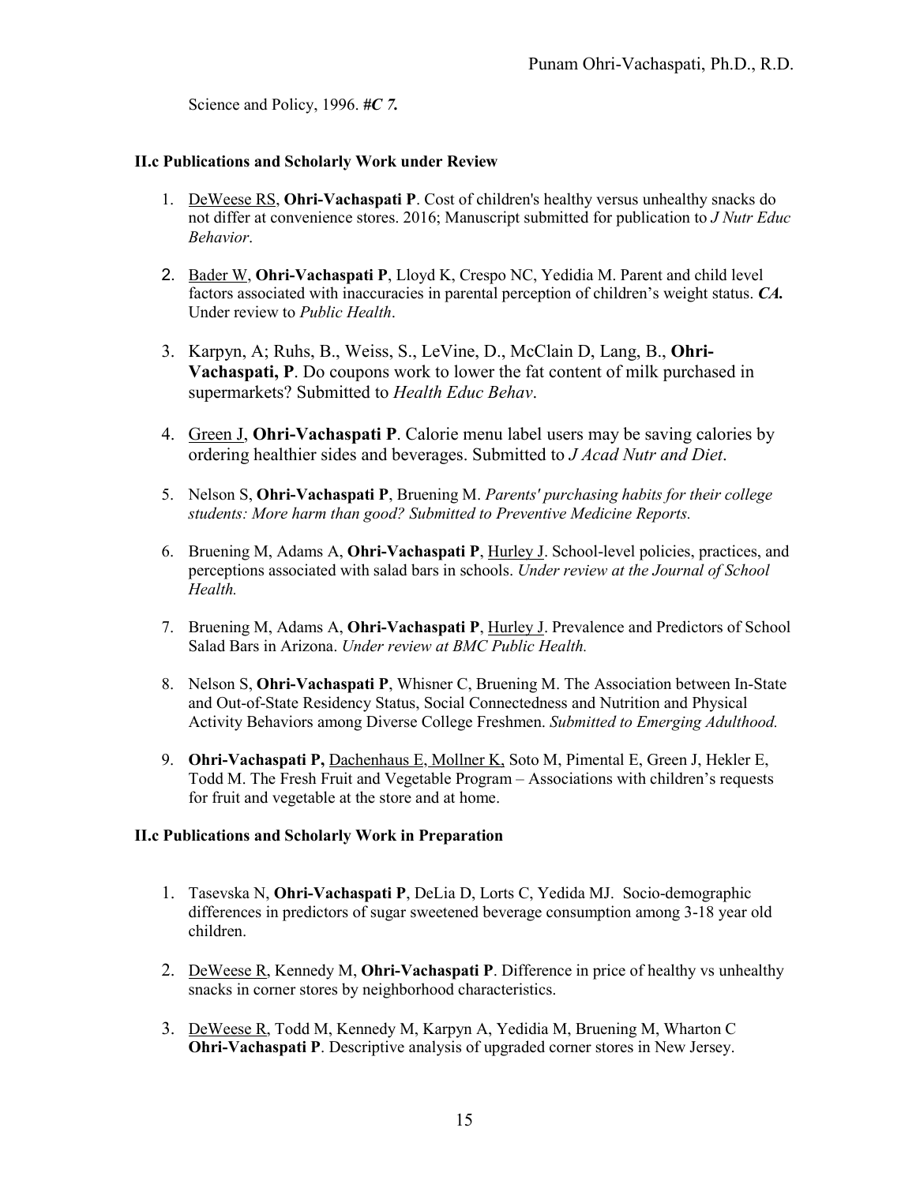Science and Policy, 1996. *#C 7.*

### II.c Publications and Scholarly Work under Review

1. DeWeese RS, **Ohri-Vachaspati P**. Cost of children's healthy versus unhealthy snacks do not differ at convenience stores. 2016; Manuscript submitted for publication to *J Nutr Educ Behavior*.

2. Bader W, **Ohri-Vachaspati P**, Lloyd K, Crespo NC, Yedidia M. Parent and child level factors associated with inaccuracies in parental perception of children's weight status. ***CA.*** Under review to *Public Health*.

3. Karpyn, A; Ruhs, B., Weiss, S., LeVine, D., McClain D, Lang, B., **Ohri-Vachaspati, P**. Do coupons work to lower the fat content of milk purchased in supermarkets? Submitted to *Health Educ Behav*.

4. Green J, **Ohri-Vachaspati P**. Calorie menu label users may be saving calories by ordering healthier sides and beverages. Submitted to *J Acad Nutr and Diet*.

5. Nelson S, **Ohri-Vachaspati P**, Bruening M. *Parents' purchasing habits for their college students: More harm than good? Submitted to Preventive Medicine Reports.*

6. Bruening M, Adams A, **Ohri-Vachaspati P**, Hurley J. School-level policies, practices, and perceptions associated with salad bars in schools. *Under review at the Journal of School Health.*

7. Bruening M, Adams A, **Ohri-Vachaspati P**, Hurley J. Prevalence and Predictors of School Salad Bars in Arizona. *Under review at BMC Public Health.*

8. Nelson S, **Ohri-Vachaspati P**, Whisner C, Bruening M. The Association between In-State and Out-of-State Residency Status, Social Connectedness and Nutrition and Physical Activity Behaviors among Diverse College Freshmen. *Submitted to Emerging Adulthood.*

9. **Ohri-Vachaspati P,** Dachenhaus E, Mollner K, Soto M, Pimental E, Green J, Hekler E, Todd M. The Fresh Fruit and Vegetable Program – Associations with children's requests for fruit and vegetable at the store and at home.

### II.c Publications and Scholarly Work in Preparation

1. Tasevska N, **Ohri-Vachaspati P**, DeLia D, Lorts C, Yedida MJ. Socio-demographic differences in predictors of sugar sweetened beverage consumption among 3-18 year old children.

2. DeWeese R, Kennedy M, **Ohri-Vachaspati P**. Difference in price of healthy vs unhealthy snacks in corner stores by neighborhood characteristics.

3. DeWeese R, Todd M, Kennedy M, Karpyn A, Yedidia M, Bruening M, Wharton C **Ohri-Vachaspati P**. Descriptive analysis of upgraded corner stores in New Jersey.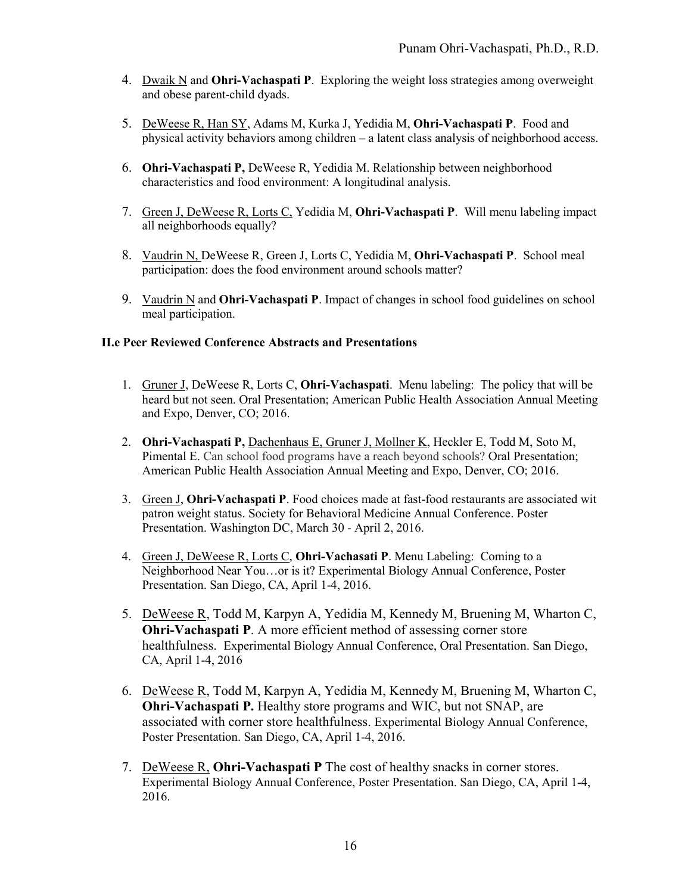4. Dwaik N and **Ohri-Vachaspati P**. Exploring the weight loss strategies among overweight and obese parent-child dyads.

5. DeWeese R, Han SY, Adams M, Kurka J, Yedidia M, **Ohri-Vachaspati P**. Food and physical activity behaviors among children – a latent class analysis of neighborhood access.

6. **Ohri-Vachaspati P,** DeWeese R, Yedidia M. Relationship between neighborhood characteristics and food environment: A longitudinal analysis.

7. Green J, DeWeese R, Lorts C, Yedidia M, **Ohri-Vachaspati P**. Will menu labeling impact all neighborhoods equally?

8. Vaudrin N, DeWeese R, Green J, Lorts C, Yedidia M, **Ohri-Vachaspati P**. School meal participation: does the food environment around schools matter?

9. Vaudrin N and **Ohri-Vachaspati P**. Impact of changes in school food guidelines on school meal participation.

### II.e Peer Reviewed Conference Abstracts and Presentations

1. Gruner J, DeWeese R, Lorts C, **Ohri-Vachaspati**. Menu labeling: The policy that will be heard but not seen. Oral Presentation; American Public Health Association Annual Meeting and Expo, Denver, CO; 2016.

2. **Ohri-Vachaspati P,** Dachenhaus E, Gruner J, Mollner K, Heckler E, Todd M, Soto M, Pimental E. Can school food programs have a reach beyond schools? Oral Presentation; American Public Health Association Annual Meeting and Expo, Denver, CO; 2016.

3. Green J, **Ohri-Vachaspati P**. Food choices made at fast-food restaurants are associated wit patron weight status. Society for Behavioral Medicine Annual Conference. Poster Presentation. Washington DC, March 30 - April 2, 2016.

4. Green J, DeWeese R, Lorts C, **Ohri-Vachasati P**. Menu Labeling: Coming to a Neighborhood Near You…or is it? Experimental Biology Annual Conference, Poster Presentation. San Diego, CA, April 1-4, 2016.

5. DeWeese R, Todd M, Karpyn A, Yedidia M, Kennedy M, Bruening M, Wharton C, **Ohri-Vachaspati P**. A more efficient method of assessing corner store healthfulness. Experimental Biology Annual Conference, Oral Presentation. San Diego, CA, April 1-4, 2016

6. DeWeese R, Todd M, Karpyn A, Yedidia M, Kennedy M, Bruening M, Wharton C, **Ohri-Vachaspati P.** Healthy store programs and WIC, but not SNAP, are associated with corner store healthfulness. Experimental Biology Annual Conference, Poster Presentation. San Diego, CA, April 1-4, 2016.

7. DeWeese R, **Ohri-Vachaspati P** The cost of healthy snacks in corner stores. Experimental Biology Annual Conference, Poster Presentation. San Diego, CA, April 1-4, 2016.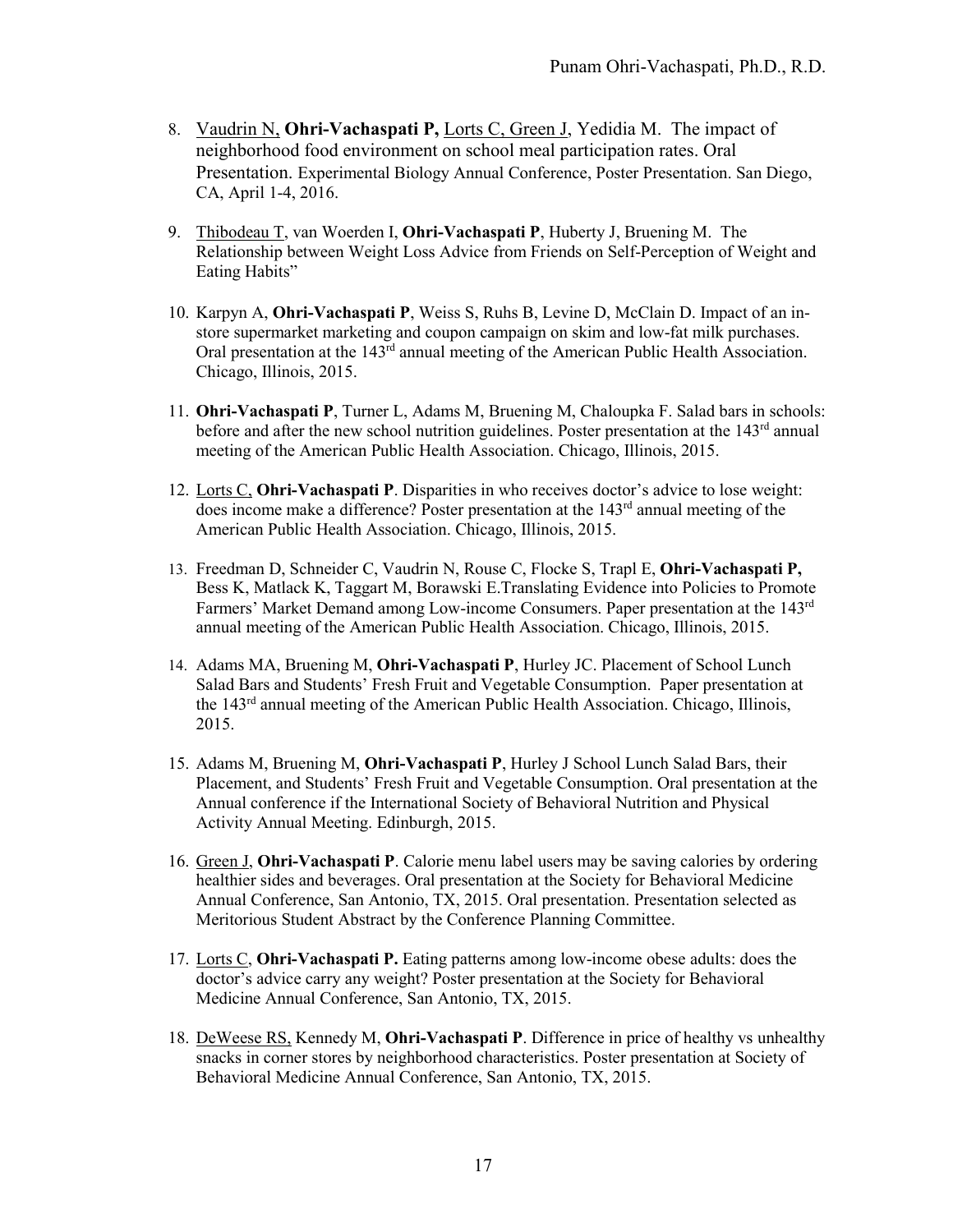8. <u>Vaudrin N,</u> **Ohri-Vachaspati P,** <u>Lorts C, Green J,</u> Yedidia M. The impact of neighborhood food environment on school meal participation rates. Oral Presentation. Experimental Biology Annual Conference, Poster Presentation. San Diego, CA, April 1-4, 2016.

9. <u>Thibodeau T,</u> van Woerden I, **Ohri-Vachaspati P**, Huberty J, Bruening M. The Relationship between Weight Loss Advice from Friends on Self-Perception of Weight and Eating Habits"

10. Karpyn A, **Ohri-Vachaspati P**, Weiss S, Ruhs B, Levine D, McClain D. Impact of an in-store supermarket marketing and coupon campaign on skim and low-fat milk purchases. Oral presentation at the 143rd annual meeting of the American Public Health Association. Chicago, Illinois, 2015.

11. **Ohri-Vachaspati P**, Turner L, Adams M, Bruening M, Chaloupka F. Salad bars in schools: before and after the new school nutrition guidelines. Poster presentation at the 143rd annual meeting of the American Public Health Association. Chicago, Illinois, 2015.

12. <u>Lorts C,</u> **Ohri-Vachaspati P**. Disparities in who receives doctor's advice to lose weight: does income make a difference? Poster presentation at the 143rd annual meeting of the American Public Health Association. Chicago, Illinois, 2015.

13. Freedman D, Schneider C, Vaudrin N, Rouse C, Flocke S, Trapl E, **Ohri-Vachaspati P,** Bess K, Matlack K, Taggart M, Borawski E.Translating Evidence into Policies to Promote Farmers' Market Demand among Low-income Consumers. Paper presentation at the 143rd annual meeting of the American Public Health Association. Chicago, Illinois, 2015.

14. Adams MA, Bruening M, **Ohri-Vachaspati P**, Hurley JC. Placement of School Lunch Salad Bars and Students' Fresh Fruit and Vegetable Consumption. Paper presentation at the 143rd annual meeting of the American Public Health Association. Chicago, Illinois, 2015.

15. Adams M, Bruening M, **Ohri-Vachaspati P**, Hurley J School Lunch Salad Bars, their Placement, and Students' Fresh Fruit and Vegetable Consumption. Oral presentation at the Annual conference if the International Society of Behavioral Nutrition and Physical Activity Annual Meeting. Edinburgh, 2015.

16. <u>Green J,</u> **Ohri-Vachaspati P**. Calorie menu label users may be saving calories by ordering healthier sides and beverages. Oral presentation at the Society for Behavioral Medicine Annual Conference, San Antonio, TX, 2015. Oral presentation. Presentation selected as Meritorious Student Abstract by the Conference Planning Committee.

17. <u>Lorts C,</u> **Ohri-Vachaspati P.** Eating patterns among low-income obese adults: does the doctor's advice carry any weight? Poster presentation at the Society for Behavioral Medicine Annual Conference, San Antonio, TX, 2015.

18. <u>DeWeese RS,</u> Kennedy M, **Ohri-Vachaspati P**. Difference in price of healthy vs unhealthy snacks in corner stores by neighborhood characteristics. Poster presentation at Society of Behavioral Medicine Annual Conference, San Antonio, TX, 2015.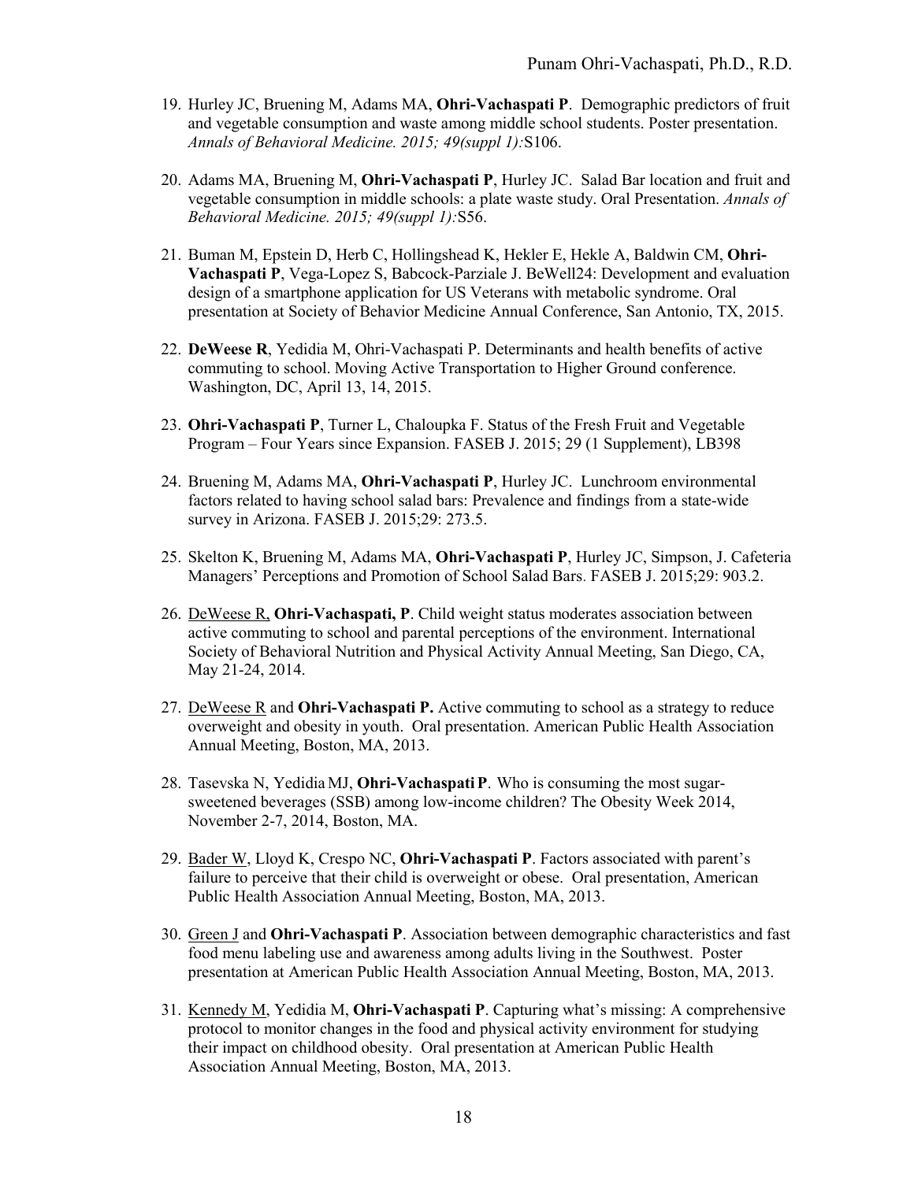19. Hurley JC, Bruening M, Adams MA, **Ohri-Vachaspati P**. Demographic predictors of fruit and vegetable consumption and waste among middle school students. Poster presentation. *Annals of Behavioral Medicine. 2015; 49(suppl 1):*S106.

20. Adams MA, Bruening M, **Ohri-Vachaspati P**, Hurley JC. Salad Bar location and fruit and vegetable consumption in middle schools: a plate waste study. Oral Presentation. *Annals of Behavioral Medicine. 2015; 49(suppl 1):*S56.

21. Buman M, Epstein D, Herb C, Hollingshead K, Hekler E, Hekle A, Baldwin CM, **Ohri-Vachaspati P**, Vega-Lopez S, Babcock-Parziale J. BeWell24: Development and evaluation design of a smartphone application for US Veterans with metabolic syndrome. Oral presentation at Society of Behavior Medicine Annual Conference, San Antonio, TX, 2015.

22. **DeWeese R**, Yedidia M, Ohri-Vachaspati P. Determinants and health benefits of active commuting to school. Moving Active Transportation to Higher Ground conference. Washington, DC, April 13, 14, 2015.

23. **Ohri-Vachaspati P**, Turner L, Chaloupka F. Status of the Fresh Fruit and Vegetable Program – Four Years since Expansion. FASEB J. 2015; 29 (1 Supplement), LB398

24. Bruening M, Adams MA, **Ohri-Vachaspati P**, Hurley JC. Lunchroom environmental factors related to having school salad bars: Prevalence and findings from a state-wide survey in Arizona. FASEB J. 2015;29: 273.5.

25. Skelton K, Bruening M, Adams MA, **Ohri-Vachaspati P**, Hurley JC, Simpson, J. Cafeteria Managers' Perceptions and Promotion of School Salad Bars. FASEB J. 2015;29: 903.2.

26. DeWeese R, **Ohri-Vachaspati, P**. Child weight status moderates association between active commuting to school and parental perceptions of the environment. International Society of Behavioral Nutrition and Physical Activity Annual Meeting, San Diego, CA, May 21-24, 2014.

27. DeWeese R and **Ohri-Vachaspati P.** Active commuting to school as a strategy to reduce overweight and obesity in youth. Oral presentation. American Public Health Association Annual Meeting, Boston, MA, 2013.

28. Tasevska N, Yedidia MJ, **Ohri-Vachaspati P**. Who is consuming the most sugar-sweetened beverages (SSB) among low-income children? The Obesity Week 2014, November 2-7, 2014, Boston, MA.

29. Bader W, Lloyd K, Crespo NC, **Ohri-Vachaspati P**. Factors associated with parent's failure to perceive that their child is overweight or obese. Oral presentation, American Public Health Association Annual Meeting, Boston, MA, 2013.

30. Green J and **Ohri-Vachaspati P**. Association between demographic characteristics and fast food menu labeling use and awareness among adults living in the Southwest. Poster presentation at American Public Health Association Annual Meeting, Boston, MA, 2013.

31. Kennedy M, Yedidia M, **Ohri-Vachaspati P**. Capturing what's missing: A comprehensive protocol to monitor changes in the food and physical activity environment for studying their impact on childhood obesity. Oral presentation at American Public Health Association Annual Meeting, Boston, MA, 2013.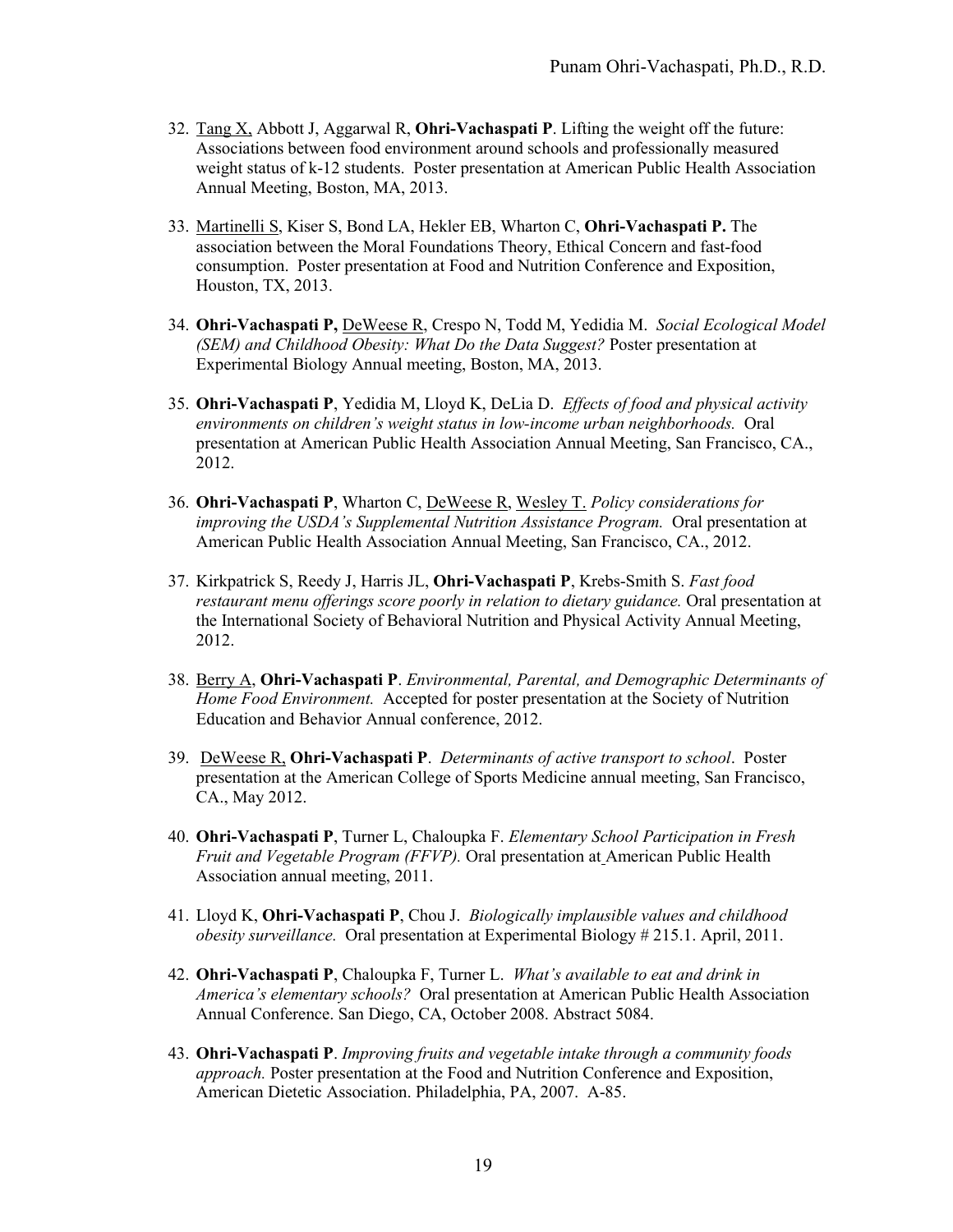32. <u>Tang X,</u> Abbott J, Aggarwal R, **Ohri-Vachaspati P**. Lifting the weight off the future: Associations between food environment around schools and professionally measured weight status of k-12 students. Poster presentation at American Public Health Association Annual Meeting, Boston, MA, 2013.

33. <u>Martinelli S</u>, Kiser S, Bond LA, Hekler EB, Wharton C, **Ohri-Vachaspati P.** The association between the Moral Foundations Theory, Ethical Concern and fast-food consumption. Poster presentation at Food and Nutrition Conference and Exposition, Houston, TX, 2013.

34. **Ohri-Vachaspati P,** <u>DeWeese R</u>, Crespo N, Todd M, Yedidia M. *Social Ecological Model (SEM) and Childhood Obesity: What Do the Data Suggest?* Poster presentation at Experimental Biology Annual meeting, Boston, MA, 2013.

35. **Ohri-Vachaspati P**, Yedidia M, Lloyd K, DeLia D. *Effects of food and physical activity environments on children's weight status in low-income urban neighborhoods.* Oral presentation at American Public Health Association Annual Meeting, San Francisco, CA., 2012.

36. **Ohri-Vachaspati P**, Wharton C, <u>DeWeese R</u>, <u>Wesley T.</u> *Policy considerations for improving the USDA's Supplemental Nutrition Assistance Program.* Oral presentation at American Public Health Association Annual Meeting, San Francisco, CA., 2012.

37. Kirkpatrick S, Reedy J, Harris JL, **Ohri-Vachaspati P**, Krebs-Smith S. *Fast food restaurant menu offerings score poorly in relation to dietary guidance.* Oral presentation at the International Society of Behavioral Nutrition and Physical Activity Annual Meeting, 2012.

38. <u>Berry A</u>, **Ohri-Vachaspati P**. *Environmental, Parental, and Demographic Determinants of Home Food Environment.* Accepted for poster presentation at the Society of Nutrition Education and Behavior Annual conference, 2012.

39. <u>DeWeese R,</u> **Ohri-Vachaspati P**. *Determinants of active transport to school*. Poster presentation at the American College of Sports Medicine annual meeting, San Francisco, CA., May 2012.

40. **Ohri-Vachaspati P**, Turner L, Chaloupka F. *Elementary School Participation in Fresh Fruit and Vegetable Program (FFVP).* Oral presentation at American Public Health Association annual meeting, 2011.

41. Lloyd K, **Ohri-Vachaspati P**, Chou J. *Biologically implausible values and childhood obesity surveillance.* Oral presentation at Experimental Biology # 215.1. April, 2011.

42. **Ohri-Vachaspati P**, Chaloupka F, Turner L. *What's available to eat and drink in America's elementary schools?* Oral presentation at American Public Health Association Annual Conference. San Diego, CA, October 2008. Abstract 5084.

43. **Ohri-Vachaspati P**. *Improving fruits and vegetable intake through a community foods approach.* Poster presentation at the Food and Nutrition Conference and Exposition, American Dietetic Association. Philadelphia, PA, 2007. A-85.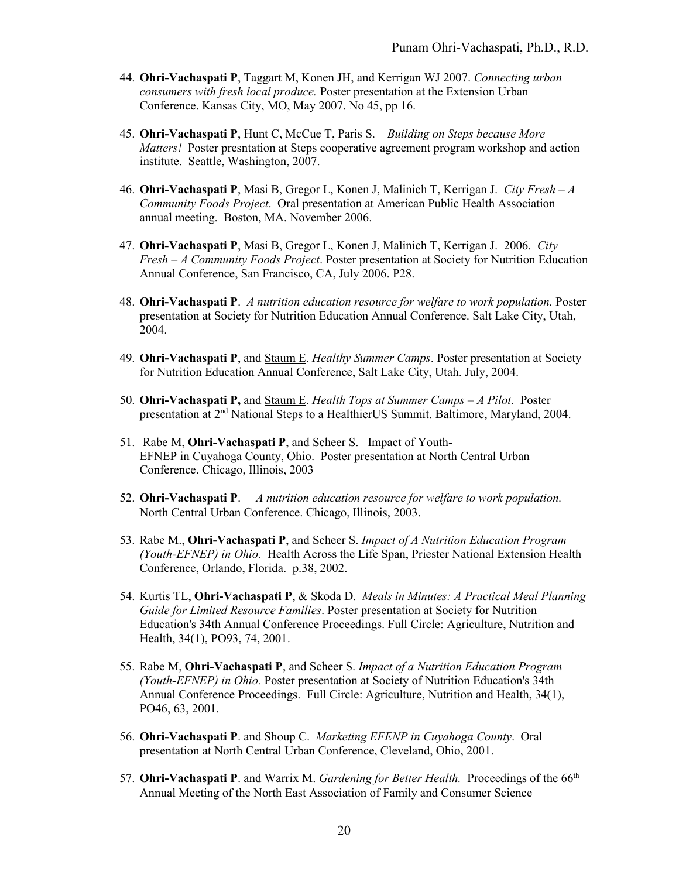44. **Ohri-Vachaspati P**, Taggart M, Konen JH, and Kerrigan WJ 2007. *Connecting urban consumers with fresh local produce.* Poster presentation at the Extension Urban Conference. Kansas City, MO, May 2007. No 45, pp 16.

45. **Ohri-Vachaspati P**, Hunt C, McCue T, Paris S. *Building on Steps because More Matters!* Poster presntation at Steps cooperative agreement program workshop and action institute. Seattle, Washington, 2007.

46. **Ohri-Vachaspati P**, Masi B, Gregor L, Konen J, Malinich T, Kerrigan J. *City Fresh – A Community Foods Project*. Oral presentation at American Public Health Association annual meeting. Boston, MA. November 2006.

47. **Ohri-Vachaspati P**, Masi B, Gregor L, Konen J, Malinich T, Kerrigan J. 2006. *City Fresh – A Community Foods Project*. Poster presentation at Society for Nutrition Education Annual Conference, San Francisco, CA, July 2006. P28.

48. **Ohri-Vachaspati P**. *A nutrition education resource for welfare to work population.* Poster presentation at Society for Nutrition Education Annual Conference. Salt Lake City, Utah, 2004.

49. **Ohri-Vachaspati P**, and Staum E. *Healthy Summer Camps*. Poster presentation at Society for Nutrition Education Annual Conference, Salt Lake City, Utah. July, 2004.

50. **Ohri-Vachaspati P,** and Staum E. *Health Tops at Summer Camps – A Pilot*. Poster presentation at 2nd National Steps to a HealthierUS Summit. Baltimore, Maryland, 2004.

51. Rabe M, **Ohri-Vachaspati P**, and Scheer S. Impact of Youth-EFNEP in Cuyahoga County, Ohio. Poster presentation at North Central Urban Conference. Chicago, Illinois, 2003

52. **Ohri-Vachaspati P**. *A nutrition education resource for welfare to work population.* North Central Urban Conference. Chicago, Illinois, 2003.

53. Rabe M., **Ohri-Vachaspati P**, and Scheer S. *Impact of A Nutrition Education Program (Youth-EFNEP) in Ohio.* Health Across the Life Span, Priester National Extension Health Conference, Orlando, Florida. p.38, 2002.

54. Kurtis TL, **Ohri-Vachaspati P**, & Skoda D. *Meals in Minutes: A Practical Meal Planning Guide for Limited Resource Families*. Poster presentation at Society for Nutrition Education's 34th Annual Conference Proceedings. Full Circle: Agriculture, Nutrition and Health, 34(1), PO93, 74, 2001.

55. Rabe M, **Ohri-Vachaspati P**, and Scheer S. *Impact of a Nutrition Education Program (Youth-EFNEP) in Ohio.* Poster presentation at Society of Nutrition Education's 34th Annual Conference Proceedings. Full Circle: Agriculture, Nutrition and Health, 34(1), PO46, 63, 2001.

56. **Ohri-Vachaspati P**. and Shoup C. *Marketing EFENP in Cuyahoga County*. Oral presentation at North Central Urban Conference, Cleveland, Ohio, 2001.

57. **Ohri-Vachaspati P**. and Warrix M. *Gardening for Better Health.* Proceedings of the 66th Annual Meeting of the North East Association of Family and Consumer Science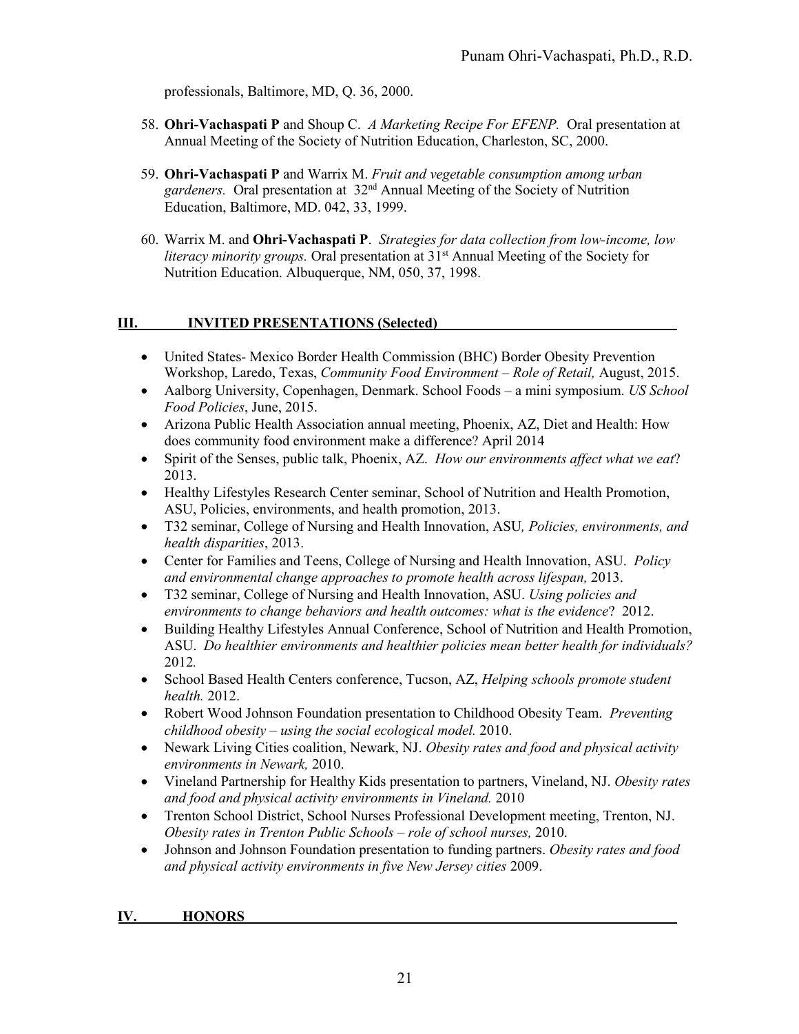professionals, Baltimore, MD, Q. 36, 2000.

58. **Ohri-Vachaspati P** and Shoup C. *A Marketing Recipe For EFENP.* Oral presentation at Annual Meeting of the Society of Nutrition Education, Charleston, SC, 2000.

59. **Ohri-Vachaspati P** and Warrix M. *Fruit and vegetable consumption among urban gardeners.* Oral presentation at 32nd Annual Meeting of the Society of Nutrition Education, Baltimore, MD. 042, 33, 1999.

60. Warrix M. and **Ohri-Vachaspati P**. *Strategies for data collection from low-income, low literacy minority groups.* Oral presentation at 31st Annual Meeting of the Society for Nutrition Education. Albuquerque, NM, 050, 37, 1998.

## III. INVITED PRESENTATIONS (Selected)

- United States- Mexico Border Health Commission (BHC) Border Obesity Prevention Workshop, Laredo, Texas, *Community Food Environment – Role of Retail,* August, 2015.
- Aalborg University, Copenhagen, Denmark. School Foods – a mini symposium. *US School Food Policies*, June, 2015.
- Arizona Public Health Association annual meeting, Phoenix, AZ, Diet and Health: How does community food environment make a difference? April 2014
- Spirit of the Senses, public talk, Phoenix, AZ. *How our environments affect what we eat*? 2013.
- Healthy Lifestyles Research Center seminar, School of Nutrition and Health Promotion, ASU, Policies, environments, and health promotion, 2013.
- T32 seminar, College of Nursing and Health Innovation, ASU*, Policies, environments, and health disparities*, 2013.
- Center for Families and Teens, College of Nursing and Health Innovation, ASU. *Policy and environmental change approaches to promote health across lifespan,* 2013.
- T32 seminar, College of Nursing and Health Innovation, ASU. *Using policies and environments to change behaviors and health outcomes: what is the evidence*? 2012.
- Building Healthy Lifestyles Annual Conference, School of Nutrition and Health Promotion, ASU. *Do healthier environments and healthier policies mean better health for individuals?* 2012*.*
- School Based Health Centers conference, Tucson, AZ, *Helping schools promote student health.* 2012.
- Robert Wood Johnson Foundation presentation to Childhood Obesity Team. *Preventing childhood obesity – using the social ecological model.* 2010.
- Newark Living Cities coalition, Newark, NJ. *Obesity rates and food and physical activity environments in Newark,* 2010.
- Vineland Partnership for Healthy Kids presentation to partners, Vineland, NJ. *Obesity rates and food and physical activity environments in Vineland.* 2010
- Trenton School District, School Nurses Professional Development meeting, Trenton, NJ. *Obesity rates in Trenton Public Schools – role of school nurses,* 2010.
- Johnson and Johnson Foundation presentation to funding partners. *Obesity rates and food and physical activity environments in five New Jersey cities* 2009.

## IV. HONORS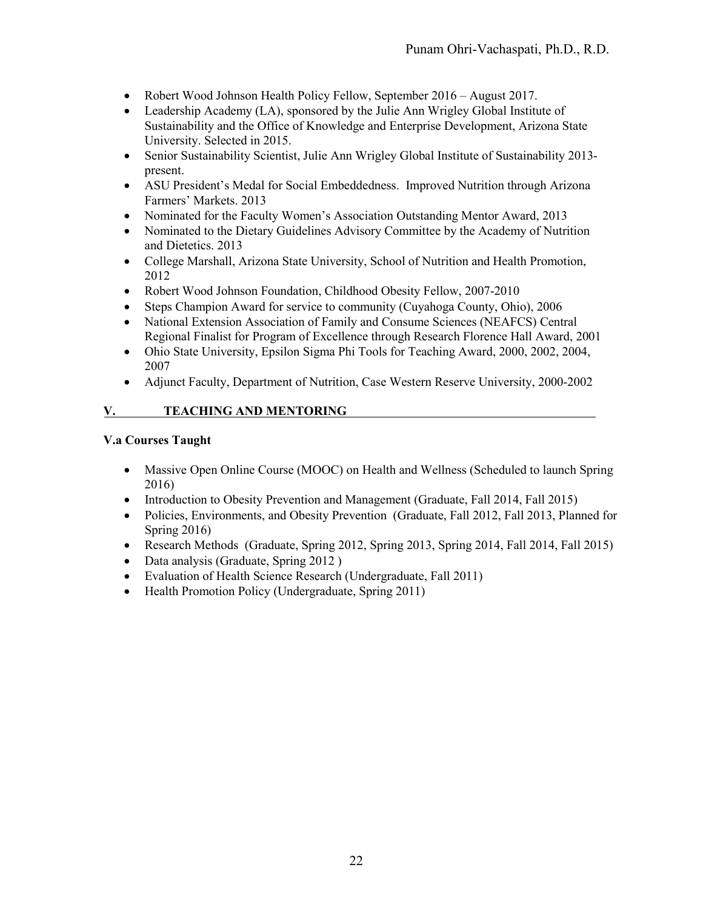- Robert Wood Johnson Health Policy Fellow, September 2016 – August 2017.
- Leadership Academy (LA), sponsored by the Julie Ann Wrigley Global Institute of Sustainability and the Office of Knowledge and Enterprise Development, Arizona State University. Selected in 2015.
- Senior Sustainability Scientist, Julie Ann Wrigley Global Institute of Sustainability 2013-present.
- ASU President's Medal for Social Embeddedness. Improved Nutrition through Arizona Farmers' Markets. 2013
- Nominated for the Faculty Women's Association Outstanding Mentor Award, 2013
- Nominated to the Dietary Guidelines Advisory Committee by the Academy of Nutrition and Dietetics. 2013
- College Marshall, Arizona State University, School of Nutrition and Health Promotion, 2012
- Robert Wood Johnson Foundation, Childhood Obesity Fellow, 2007-2010
- Steps Champion Award for service to community (Cuyahoga County, Ohio), 2006
- National Extension Association of Family and Consume Sciences (NEAFCS) Central Regional Finalist for Program of Excellence through Research Florence Hall Award, 2001
- Ohio State University, Epsilon Sigma Phi Tools for Teaching Award, 2000, 2002, 2004, 2007
- Adjunct Faculty, Department of Nutrition, Case Western Reserve University, 2000-2002

## V. TEACHING AND MENTORING

### V.a Courses Taught

- Massive Open Online Course (MOOC) on Health and Wellness (Scheduled to launch Spring 2016)
- Introduction to Obesity Prevention and Management (Graduate, Fall 2014, Fall 2015)
- Policies, Environments, and Obesity Prevention (Graduate, Fall 2012, Fall 2013, Planned for Spring 2016)
- Research Methods (Graduate, Spring 2012, Spring 2013, Spring 2014, Fall 2014, Fall 2015)
- Data analysis (Graduate, Spring 2012 )
- Evaluation of Health Science Research (Undergraduate, Fall 2011)
- Health Promotion Policy (Undergraduate, Spring 2011)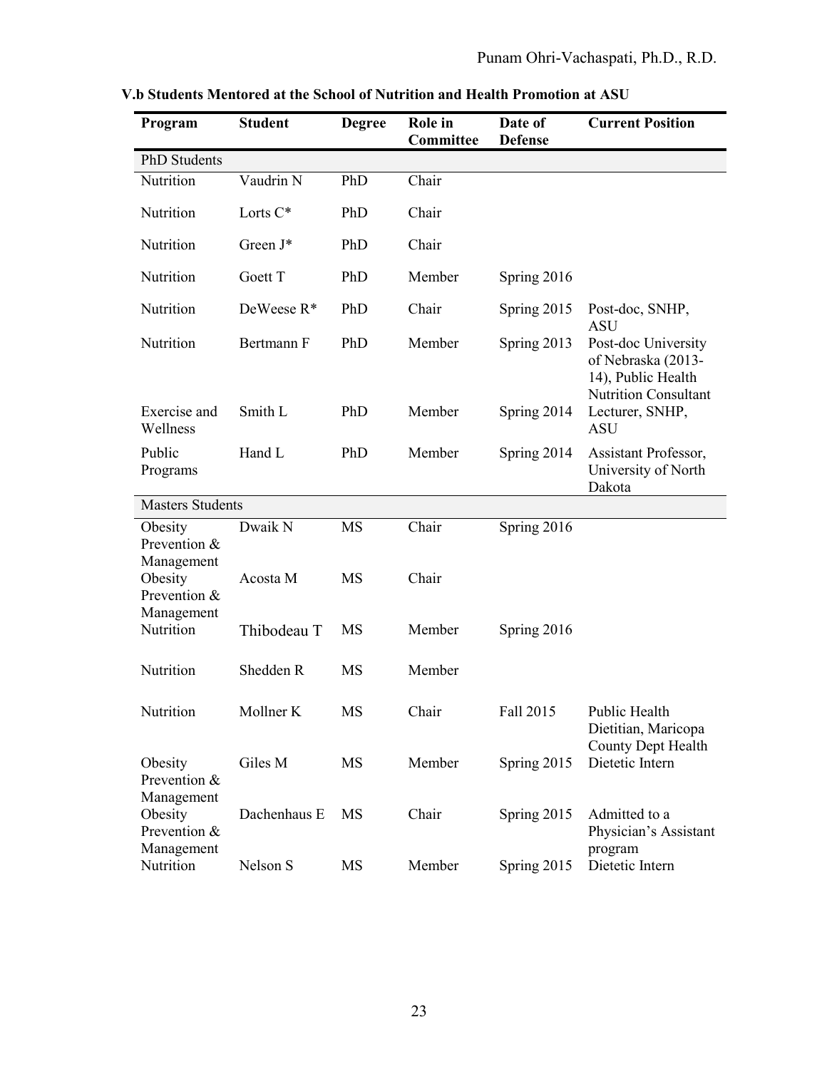**V.b Students Mentored at the School of Nutrition and Health Promotion at ASU**

| Program | Student | Degree | Role in Committee | Date of Defense | Current Position |
|---|---|---|---|---|---|
| PhD Students | | | | | |
| Nutrition | Vaudrin N | PhD | Chair | | |
| Nutrition | Lorts C* | PhD | Chair | | |
| Nutrition | Green J* | PhD | Chair | | |
| Nutrition | Goett T | PhD | Member | Spring 2016 | |
| Nutrition | DeWeese R* | PhD | Chair | Spring 2015 | Post-doc, SNHP, ASU |
| Nutrition | Bertmann F | PhD | Member | Spring 2013 | Post-doc University of Nebraska (2013-14), Public Health Nutrition Consultant |
| Exercise and Wellness | Smith L | PhD | Member | Spring 2014 | Lecturer, SNHP, ASU |
| Public Programs | Hand L | PhD | Member | Spring 2014 | Assistant Professor, University of North Dakota |
| Masters Students | | | | | |
| Obesity Prevention & Management | Dwaik N | MS | Chair | Spring 2016 | |
| Obesity Prevention & Management | Acosta M | MS | Chair | | |
| Nutrition | Thibodeau T | MS | Member | Spring 2016 | |
| Nutrition | Shedden R | MS | Member | | |
| Nutrition | Mollner K | MS | Chair | Fall 2015 | Public Health Dietitian, Maricopa County Dept Health |
| Obesity Prevention & Management | Giles M | MS | Member | Spring 2015 | Dietetic Intern |
| Obesity Prevention & Management | Dachenhaus E | MS | Chair | Spring 2015 | Admitted to a Physician's Assistant program |
| Nutrition | Nelson S | MS | Member | Spring 2015 | Dietetic Intern |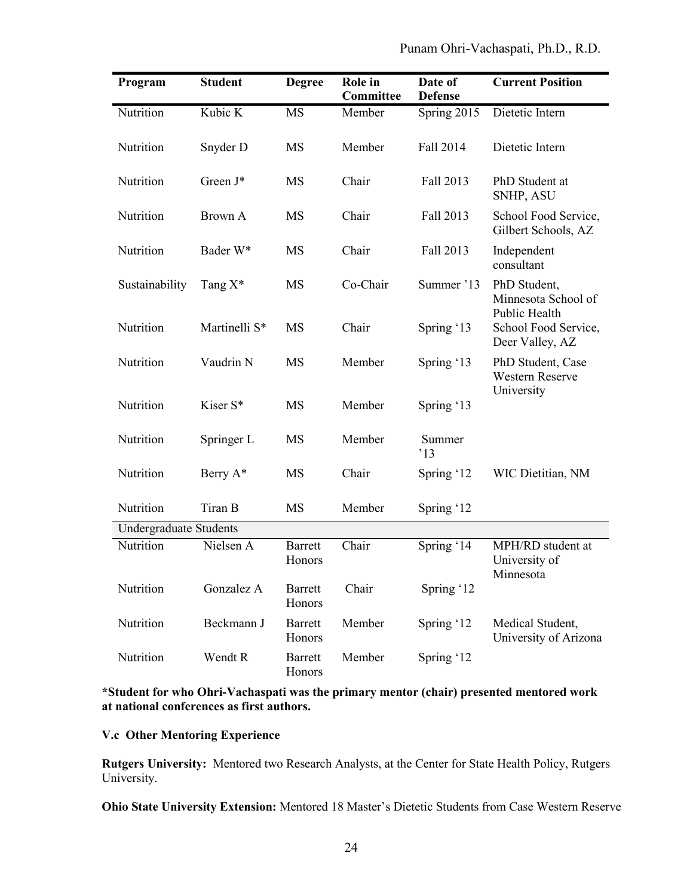| Program | Student | Degree | Role in Committee | Date of Defense | Current Position |
|---|---|---|---|---|---|
| Nutrition | Kubic K | MS | Member | Spring 2015 | Dietetic Intern |
| Nutrition | Snyder D | MS | Member | Fall 2014 | Dietetic Intern |
| Nutrition | Green J* | MS | Chair | Fall 2013 | PhD Student at SNHP, ASU |
| Nutrition | Brown A | MS | Chair | Fall 2013 | School Food Service, Gilbert Schools, AZ |
| Nutrition | Bader W* | MS | Chair | Fall 2013 | Independent consultant |
| Sustainability | Tang X* | MS | Co-Chair | Summer '13 | PhD Student, Minnesota School of Public Health |
| Nutrition | Martinelli S* | MS | Chair | Spring '13 | School Food Service, Deer Valley, AZ |
| Nutrition | Vaudrin N | MS | Member | Spring '13 | PhD Student, Case Western Reserve University |
| Nutrition | Kiser S* | MS | Member | Spring '13 | |
| Nutrition | Springer L | MS | Member | Summer '13 | |
| Nutrition | Berry A* | MS | Chair | Spring '12 | WIC Dietitian, NM |
| Nutrition | Tiran B | MS | Member | Spring '12 | |
| Undergraduate Students | | | | | |
| Nutrition | Nielsen A | Barrett Honors | Chair | Spring '14 | MPH/RD student at University of Minnesota |
| Nutrition | Gonzalez A | Barrett Honors | Chair | Spring '12 | |
| Nutrition | Beckmann J | Barrett Honors | Member | Spring '12 | Medical Student, University of Arizona |
| Nutrition | Wendt R | Barrett Honors | Member | Spring '12 | |

**\*Student for who Ohri-Vachaspati was the primary mentor (chair) presented mentored work at national conferences as first authors.**

### V.c Other Mentoring Experience

**Rutgers University:** Mentored two Research Analysts, at the Center for State Health Policy, Rutgers University.

**Ohio State University Extension:** Mentored 18 Master's Dietetic Students from Case Western Reserve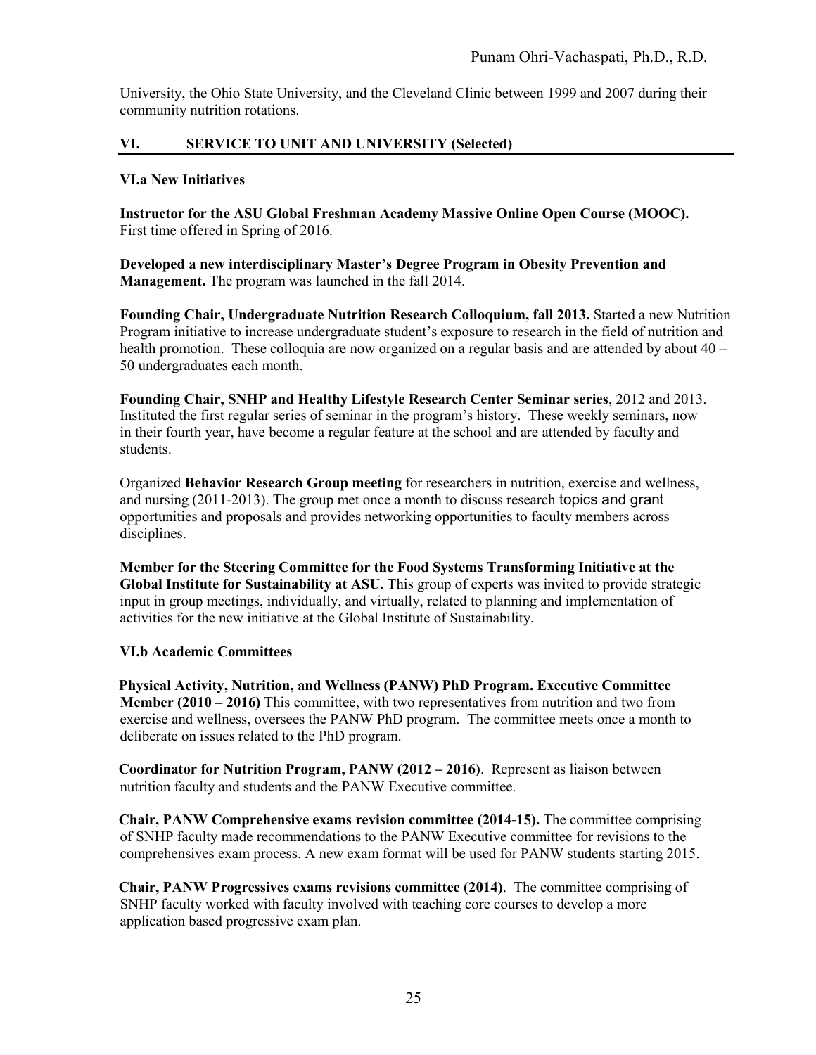University, the Ohio State University, and the Cleveland Clinic between 1999 and 2007 during their community nutrition rotations.

## VI. SERVICE TO UNIT AND UNIVERSITY (Selected)

### VI.a New Initiatives

**Instructor for the ASU Global Freshman Academy Massive Online Open Course (MOOC).** First time offered in Spring of 2016.

**Developed a new interdisciplinary Master's Degree Program in Obesity Prevention and Management.** The program was launched in the fall 2014.

**Founding Chair, Undergraduate Nutrition Research Colloquium, fall 2013.** Started a new Nutrition Program initiative to increase undergraduate student's exposure to research in the field of nutrition and health promotion. These colloquia are now organized on a regular basis and are attended by about 40 – 50 undergraduates each month.

**Founding Chair, SNHP and Healthy Lifestyle Research Center Seminar series**, 2012 and 2013. Instituted the first regular series of seminar in the program's history. These weekly seminars, now in their fourth year, have become a regular feature at the school and are attended by faculty and students.

Organized **Behavior Research Group meeting** for researchers in nutrition, exercise and wellness, and nursing (2011-2013). The group met once a month to discuss research topics and grant opportunities and proposals and provides networking opportunities to faculty members across disciplines.

**Member for the Steering Committee for the Food Systems Transforming Initiative at the Global Institute for Sustainability at ASU.** This group of experts was invited to provide strategic input in group meetings, individually, and virtually, related to planning and implementation of activities for the new initiative at the Global Institute of Sustainability.

### VI.b Academic Committees

**Physical Activity, Nutrition, and Wellness (PANW) PhD Program. Executive Committee Member (2010 – 2016)** This committee, with two representatives from nutrition and two from exercise and wellness, oversees the PANW PhD program. The committee meets once a month to deliberate on issues related to the PhD program.

**Coordinator for Nutrition Program, PANW (2012 – 2016)**. Represent as liaison between nutrition faculty and students and the PANW Executive committee.

**Chair, PANW Comprehensive exams revision committee (2014-15).** The committee comprising of SNHP faculty made recommendations to the PANW Executive committee for revisions to the comprehensives exam process. A new exam format will be used for PANW students starting 2015.

**Chair, PANW Progressives exams revisions committee (2014)**. The committee comprising of SNHP faculty worked with faculty involved with teaching core courses to develop a more application based progressive exam plan.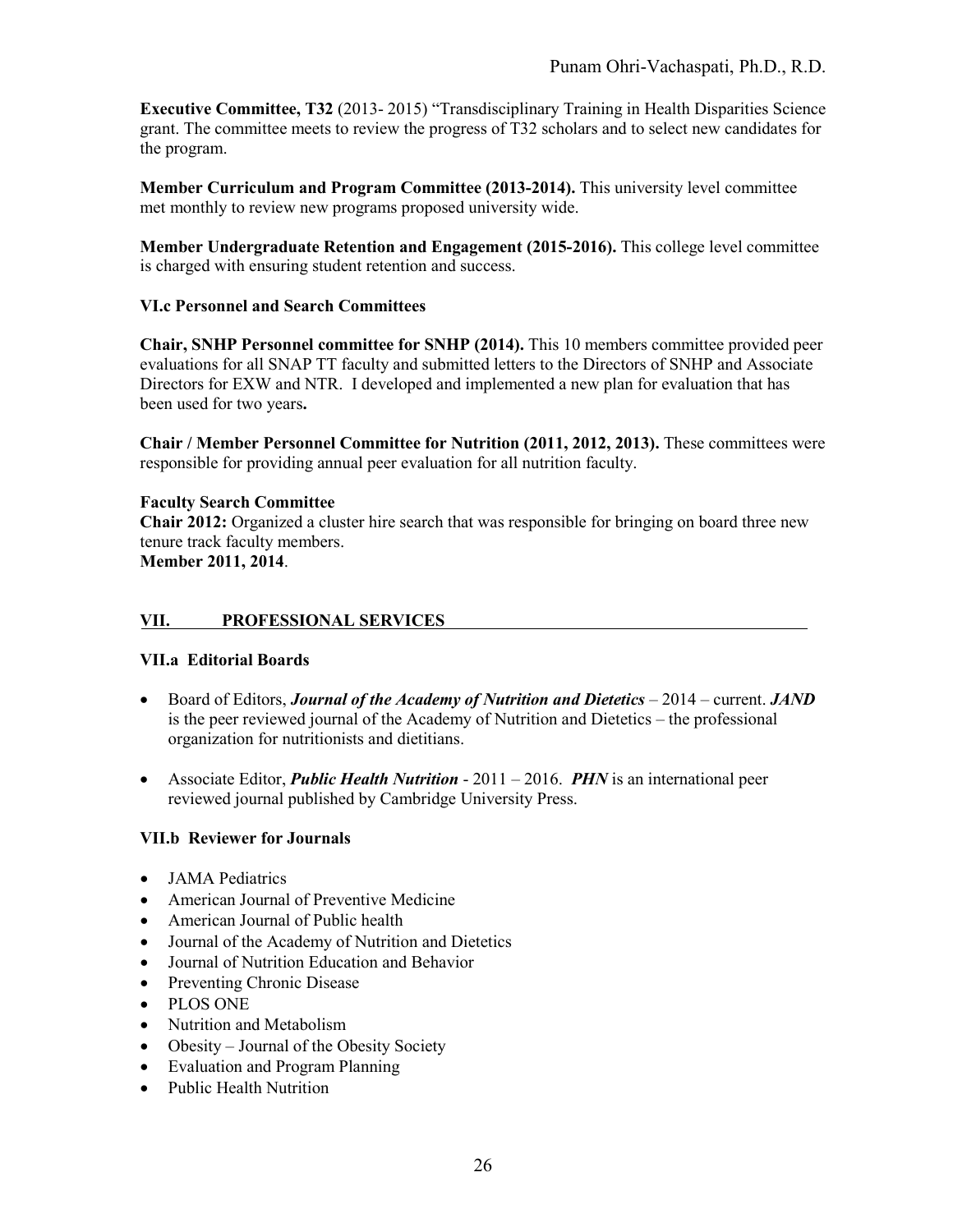**Executive Committee, T32** (2013- 2015) "Transdisciplinary Training in Health Disparities Science grant. The committee meets to review the progress of T32 scholars and to select new candidates for the program.

**Member Curriculum and Program Committee (2013-2014).** This university level committee met monthly to review new programs proposed university wide.

**Member Undergraduate Retention and Engagement (2015-2016).** This college level committee is charged with ensuring student retention and success.

### VI.c Personnel and Search Committees

**Chair, SNHP Personnel committee for SNHP (2014).** This 10 members committee provided peer evaluations for all SNAP TT faculty and submitted letters to the Directors of SNHP and Associate Directors for EXW and NTR. I developed and implemented a new plan for evaluation that has been used for two years**.**

**Chair / Member Personnel Committee for Nutrition (2011, 2012, 2013).** These committees were responsible for providing annual peer evaluation for all nutrition faculty.

**Faculty Search Committee**
**Chair 2012:** Organized a cluster hire search that was responsible for bringing on board three new tenure track faculty members.
**Member 2011, 2014**.

## VII. PROFESSIONAL SERVICES

### VII.a Editorial Boards

- Board of Editors, ***Journal of the Academy of Nutrition and Dietetics*** – 2014 – current. ***JAND*** is the peer reviewed journal of the Academy of Nutrition and Dietetics – the professional organization for nutritionists and dietitians.
- Associate Editor, ***Public Health Nutrition*** - 2011 – 2016. ***PHN*** is an international peer reviewed journal published by Cambridge University Press.

### VII.b Reviewer for Journals

- JAMA Pediatrics
- American Journal of Preventive Medicine
- American Journal of Public health
- Journal of the Academy of Nutrition and Dietetics
- Journal of Nutrition Education and Behavior
- Preventing Chronic Disease
- PLOS ONE
- Nutrition and Metabolism
- Obesity – Journal of the Obesity Society
- Evaluation and Program Planning
- Public Health Nutrition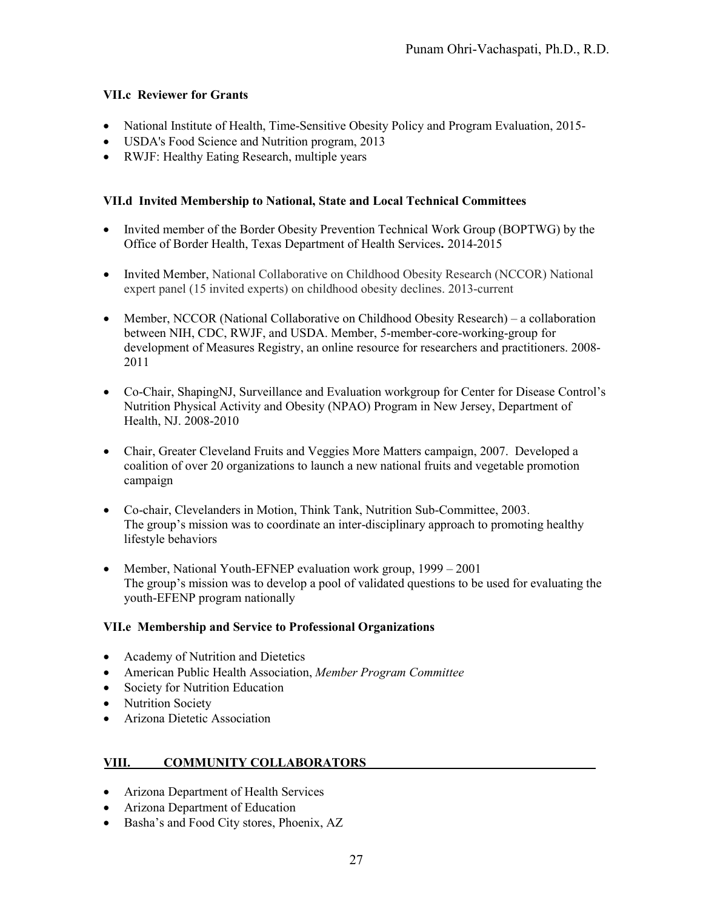### VII.c Reviewer for Grants

- National Institute of Health, Time-Sensitive Obesity Policy and Program Evaluation, 2015-
- USDA's Food Science and Nutrition program, 2013
- RWJF: Healthy Eating Research, multiple years

### VII.d Invited Membership to National, State and Local Technical Committees

- Invited member of the Border Obesity Prevention Technical Work Group (BOPTWG) by the Office of Border Health, Texas Department of Health Services**.** 2014-2015
- Invited Member, National Collaborative on Childhood Obesity Research (NCCOR) National expert panel (15 invited experts) on childhood obesity declines. 2013-current
- Member, NCCOR (National Collaborative on Childhood Obesity Research) – a collaboration between NIH, CDC, RWJF, and USDA. Member, 5-member-core-working-group for development of Measures Registry, an online resource for researchers and practitioners. 2008-2011
- Co-Chair, ShapingNJ, Surveillance and Evaluation workgroup for Center for Disease Control's Nutrition Physical Activity and Obesity (NPAO) Program in New Jersey, Department of Health, NJ. 2008-2010
- Chair, Greater Cleveland Fruits and Veggies More Matters campaign, 2007. Developed a coalition of over 20 organizations to launch a new national fruits and vegetable promotion campaign
- Co-chair, Clevelanders in Motion, Think Tank, Nutrition Sub-Committee, 2003.
  The group's mission was to coordinate an inter-disciplinary approach to promoting healthy lifestyle behaviors
- Member, National Youth-EFNEP evaluation work group, 1999 – 2001
  The group's mission was to develop a pool of validated questions to be used for evaluating the youth-EFENP program nationally

### VII.e Membership and Service to Professional Organizations

- Academy of Nutrition and Dietetics
- American Public Health Association, *Member Program Committee*
- Society for Nutrition Education
- Nutrition Society
- Arizona Dietetic Association

## VIII. COMMUNITY COLLABORATORS

- Arizona Department of Health Services
- Arizona Department of Education
- Basha's and Food City stores, Phoenix, AZ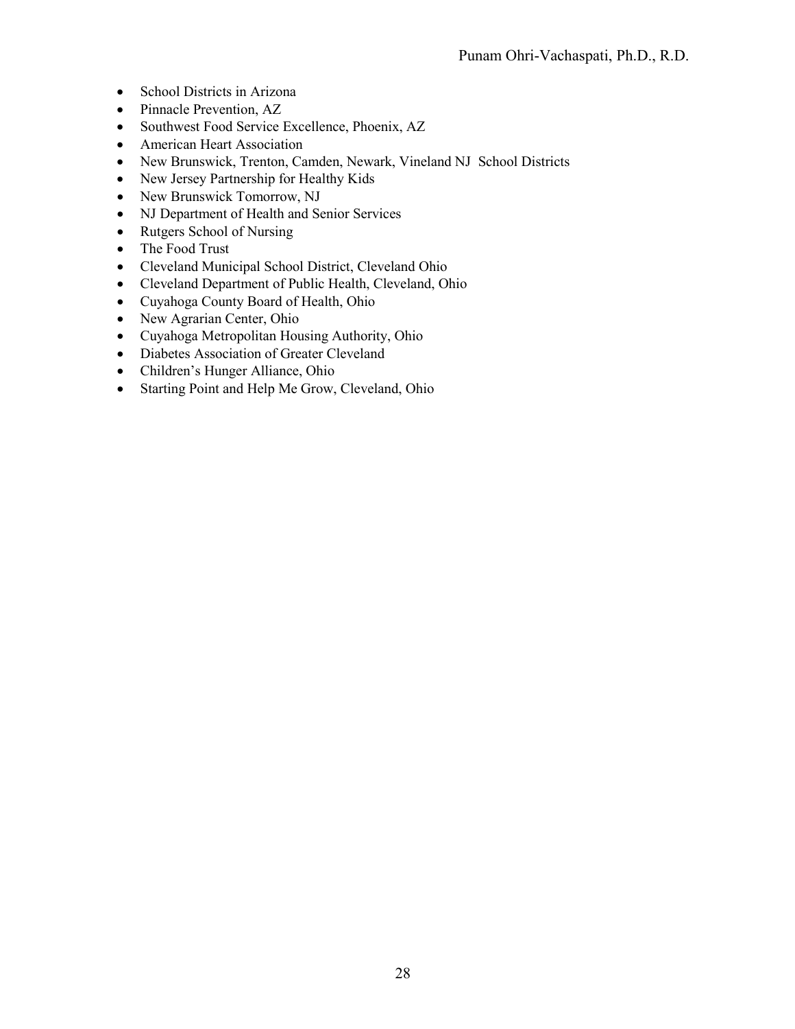- School Districts in Arizona
- Pinnacle Prevention, AZ
- Southwest Food Service Excellence, Phoenix, AZ
- American Heart Association
- New Brunswick, Trenton, Camden, Newark, Vineland NJ School Districts
- New Jersey Partnership for Healthy Kids
- New Brunswick Tomorrow, NJ
- NJ Department of Health and Senior Services
- Rutgers School of Nursing
- The Food Trust
- Cleveland Municipal School District, Cleveland Ohio
- Cleveland Department of Public Health, Cleveland, Ohio
- Cuyahoga County Board of Health, Ohio
- New Agrarian Center, Ohio
- Cuyahoga Metropolitan Housing Authority, Ohio
- Diabetes Association of Greater Cleveland
- Children's Hunger Alliance, Ohio
- Starting Point and Help Me Grow, Cleveland, Ohio